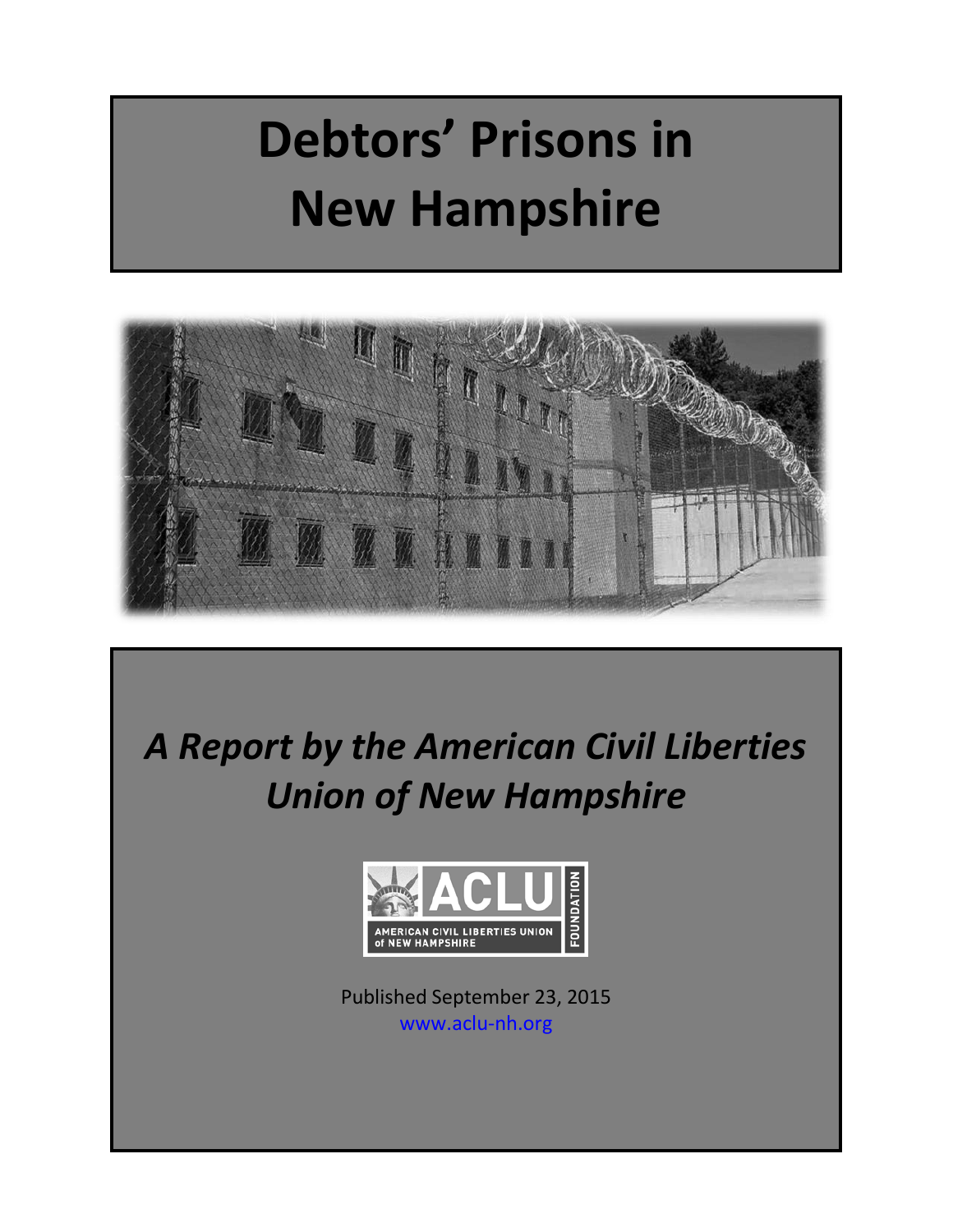# Debtors' Prisons in New Hampshire

## *A Report by the American Civil Liberties Union of New Hampshire*

AMERICAN CIVIL LIBERTIES UNION of NEW HAMPSHIRE FOUNDATION

Published September 23, 2015

www.aclu-nh.org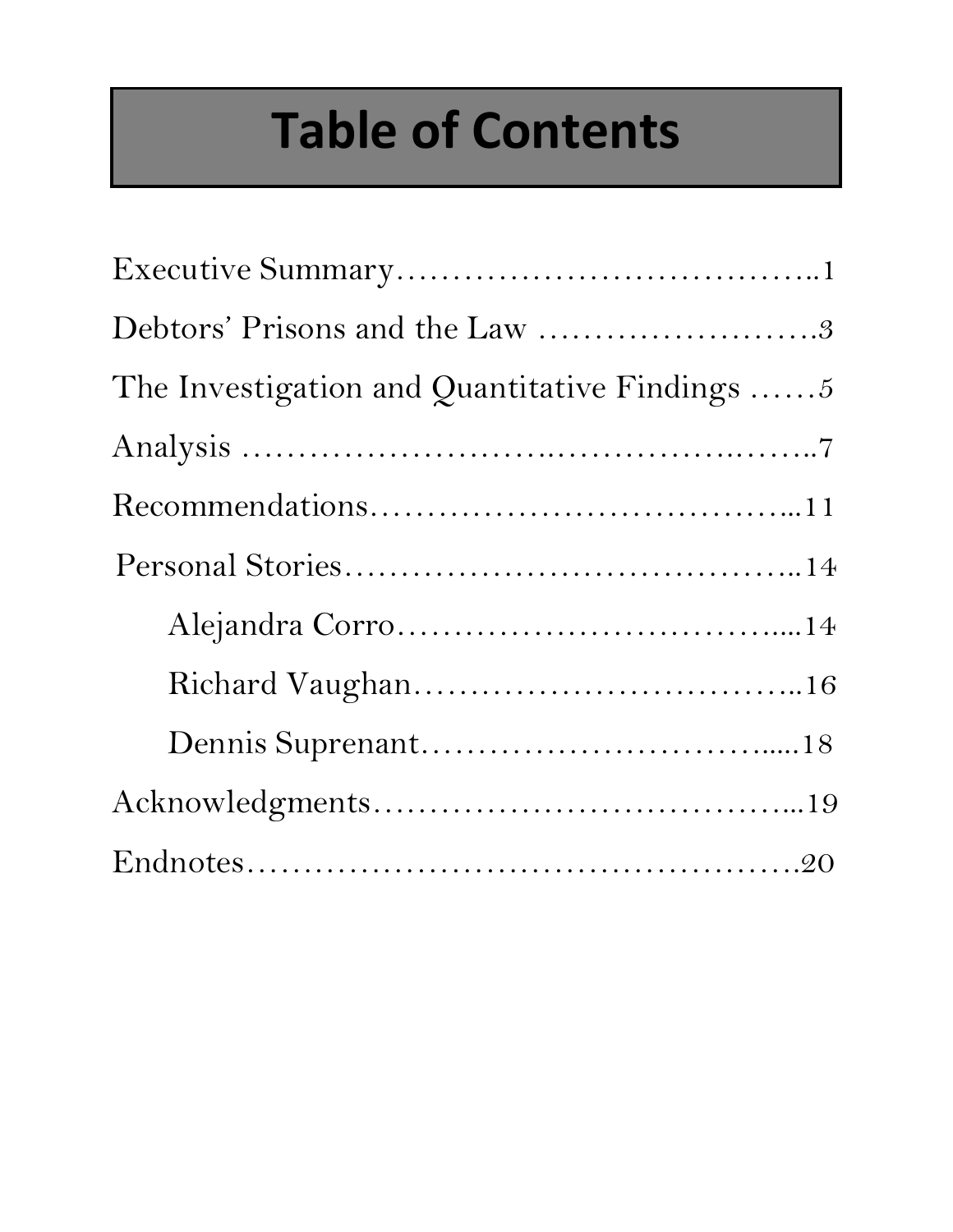# Table of Contents

Executive Summary……………………………………..1

Debtors' Prisons and the Law …………………….3

The Investigation and Quantitative Findings ……5

Analysis ………………………….………….……..7

Recommendations………………………………...11

Personal Stories……………………………………..14

- Alejandra Corro………………………………....14
- Richard Vaughan………………………………..16
- Dennis Suprenant…………………………......18

Acknowledgments………………………………...19

Endnotes……………………………………………20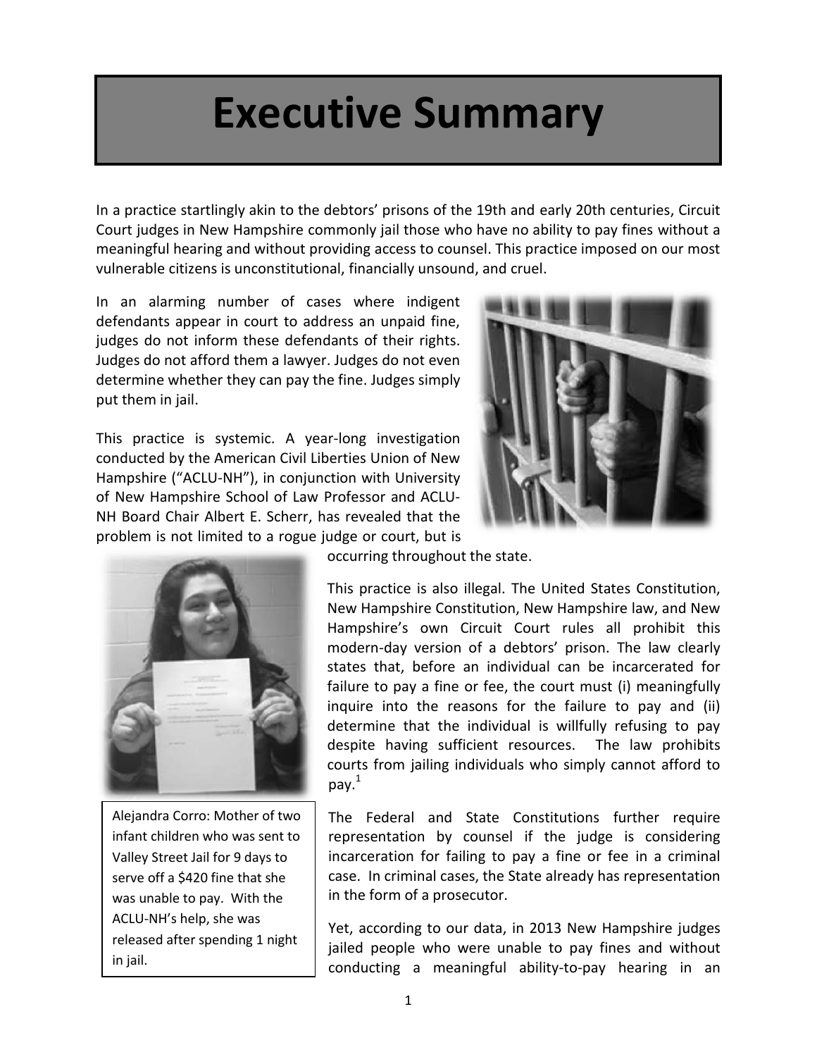# Executive Summary

In a practice startlingly akin to the debtors' prisons of the 19th and early 20th centuries, Circuit Court judges in New Hampshire commonly jail those who have no ability to pay fines without a meaningful hearing and without providing access to counsel. This practice imposed on our most vulnerable citizens is unconstitutional, financially unsound, and cruel.

In an alarming number of cases where indigent defendants appear in court to address an unpaid fine, judges do not inform these defendants of their rights. Judges do not afford them a lawyer. Judges do not even determine whether they can pay the fine. Judges simply put them in jail.

This practice is systemic. A year-long investigation conducted by the American Civil Liberties Union of New Hampshire ("ACLU-NH"), in conjunction with University of New Hampshire School of Law Professor and ACLU-NH Board Chair Albert E. Scherr, has revealed that the problem is not limited to a rogue judge or court, but is occurring throughout the state.

Alejandra Corro: Mother of two infant children who was sent to Valley Street Jail for 9 days to serve off a $420 fine that she was unable to pay. With the ACLU-NH's help, she was released after spending 1 night in jail.

This practice is also illegal. The United States Constitution, New Hampshire Constitution, New Hampshire law, and New Hampshire's own Circuit Court rules all prohibit this modern-day version of a debtors' prison. The law clearly states that, before an individual can be incarcerated for failure to pay a fine or fee, the court must (i) meaningfully inquire into the reasons for the failure to pay and (ii) determine that the individual is willfully refusing to pay despite having sufficient resources. The law prohibits courts from jailing individuals who simply cannot afford to pay.[1]

The Federal and State Constitutions further require representation by counsel if the judge is considering incarceration for failing to pay a fine or fee in a criminal case. In criminal cases, the State already has representation in the form of a prosecutor.

Yet, according to our data, in 2013 New Hampshire judges jailed people who were unable to pay fines and without conducting a meaningful ability-to-pay hearing in an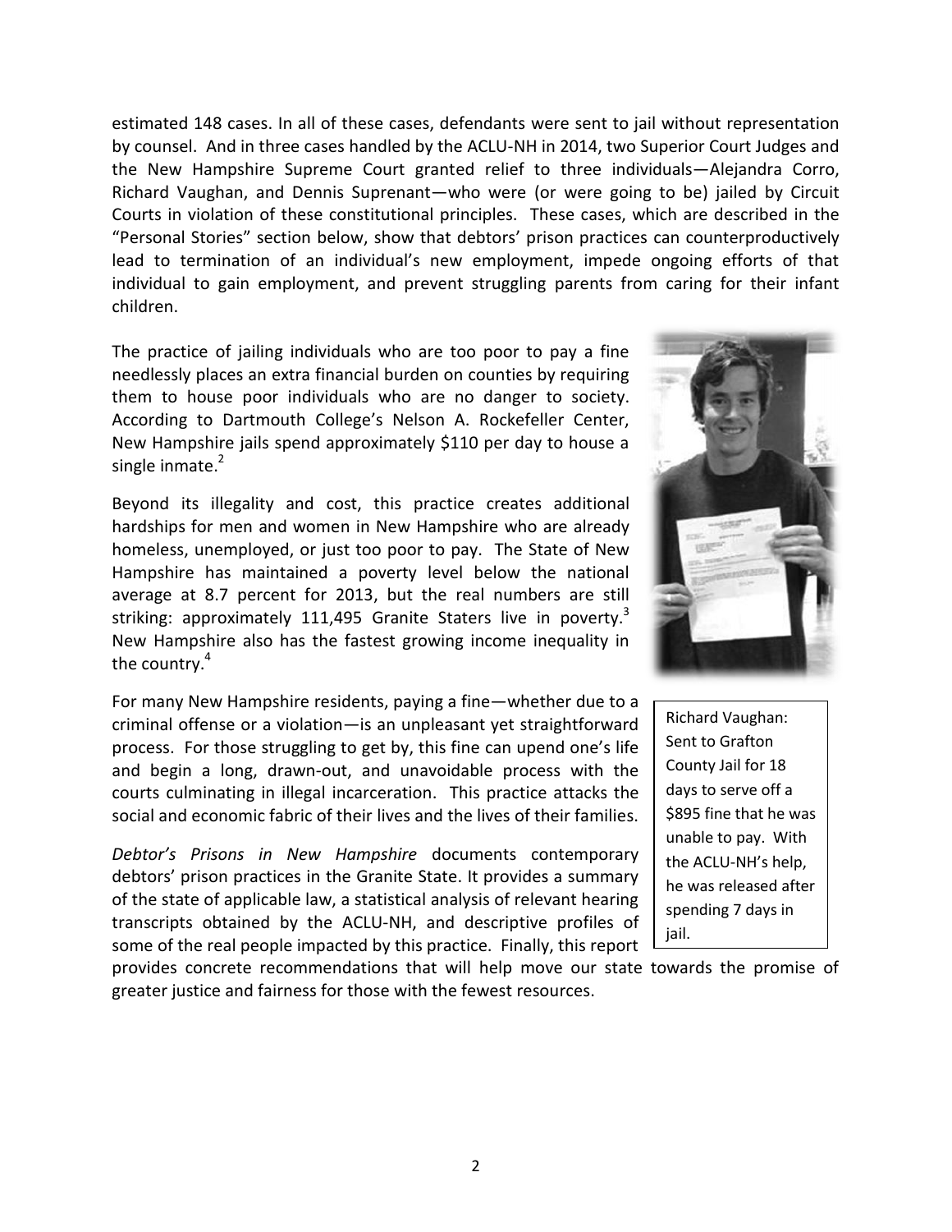estimated 148 cases. In all of these cases, defendants were sent to jail without representation by counsel. And in three cases handled by the ACLU-NH in 2014, two Superior Court Judges and the New Hampshire Supreme Court granted relief to three individuals—Alejandra Corro, Richard Vaughan, and Dennis Suprenant—who were (or were going to be) jailed by Circuit Courts in violation of these constitutional principles. These cases, which are described in the "Personal Stories" section below, show that debtors' prison practices can counterproductively lead to termination of an individual's new employment, impede ongoing efforts of that individual to gain employment, and prevent struggling parents from caring for their infant children.

The practice of jailing individuals who are too poor to pay a fine needlessly places an extra financial burden on counties by requiring them to house poor individuals who are no danger to society. According to Dartmouth College's Nelson A. Rockefeller Center, New Hampshire jails spend approximately $110 per day to house a single inmate.[2]

Beyond its illegality and cost, this practice creates additional hardships for men and women in New Hampshire who are already homeless, unemployed, or just too poor to pay. The State of New Hampshire has maintained a poverty level below the national average at 8.7 percent for 2013, but the real numbers are still striking: approximately 111,495 Granite Staters live in poverty.[3] New Hampshire also has the fastest growing income inequality in the country.[4]

Richard Vaughan: Sent to Grafton County Jail for 18 days to serve off a $895 fine that he was unable to pay. With the ACLU-NH's help, he was released after spending 7 days in jail.

For many New Hampshire residents, paying a fine—whether due to a criminal offense or a violation—is an unpleasant yet straightforward process. For those struggling to get by, this fine can upend one's life and begin a long, drawn-out, and unavoidable process with the courts culminating in illegal incarceration. This practice attacks the social and economic fabric of their lives and the lives of their families.

*Debtor's Prisons in New Hampshire* documents contemporary debtors' prison practices in the Granite State. It provides a summary of the state of applicable law, a statistical analysis of relevant hearing transcripts obtained by the ACLU-NH, and descriptive profiles of some of the real people impacted by this practice. Finally, this report provides concrete recommendations that will help move our state towards the promise of greater justice and fairness for those with the fewest resources.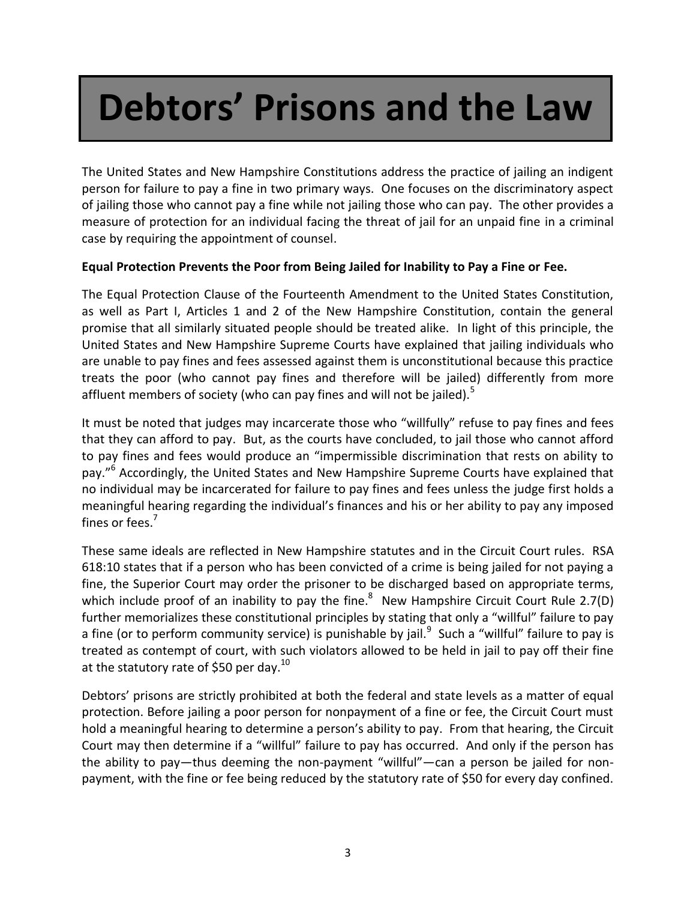# Debtors' Prisons and the Law

The United States and New Hampshire Constitutions address the practice of jailing an indigent person for failure to pay a fine in two primary ways. One focuses on the discriminatory aspect of jailing those who cannot pay a fine while not jailing those who can pay. The other provides a measure of protection for an individual facing the threat of jail for an unpaid fine in a criminal case by requiring the appointment of counsel.

**Equal Protection Prevents the Poor from Being Jailed for Inability to Pay a Fine or Fee.**

The Equal Protection Clause of the Fourteenth Amendment to the United States Constitution, as well as Part I, Articles 1 and 2 of the New Hampshire Constitution, contain the general promise that all similarly situated people should be treated alike. In light of this principle, the United States and New Hampshire Supreme Courts have explained that jailing individuals who are unable to pay fines and fees assessed against them is unconstitutional because this practice treats the poor (who cannot pay fines and therefore will be jailed) differently from more affluent members of society (who can pay fines and will not be jailed).[5]

It must be noted that judges may incarcerate those who "willfully" refuse to pay fines and fees that they can afford to pay. But, as the courts have concluded, to jail those who cannot afford to pay fines and fees would produce an "impermissible discrimination that rests on ability to pay."[6] Accordingly, the United States and New Hampshire Supreme Courts have explained that no individual may be incarcerated for failure to pay fines and fees unless the judge first holds a meaningful hearing regarding the individual's finances and his or her ability to pay any imposed fines or fees.[7]

These same ideals are reflected in New Hampshire statutes and in the Circuit Court rules. RSA 618:10 states that if a person who has been convicted of a crime is being jailed for not paying a fine, the Superior Court may order the prisoner to be discharged based on appropriate terms, which include proof of an inability to pay the fine.[8] New Hampshire Circuit Court Rule 2.7(D) further memorializes these constitutional principles by stating that only a "willful" failure to pay a fine (or to perform community service) is punishable by jail.[9] Such a "willful" failure to pay is treated as contempt of court, with such violators allowed to be held in jail to pay off their fine at the statutory rate of $50 per day.[10]

Debtors' prisons are strictly prohibited at both the federal and state levels as a matter of equal protection. Before jailing a poor person for nonpayment of a fine or fee, the Circuit Court must hold a meaningful hearing to determine a person's ability to pay. From that hearing, the Circuit Court may then determine if a "willful" failure to pay has occurred. And only if the person has the ability to pay—thus deeming the non-payment "willful"—can a person be jailed for non-payment, with the fine or fee being reduced by the statutory rate of $50 for every day confined.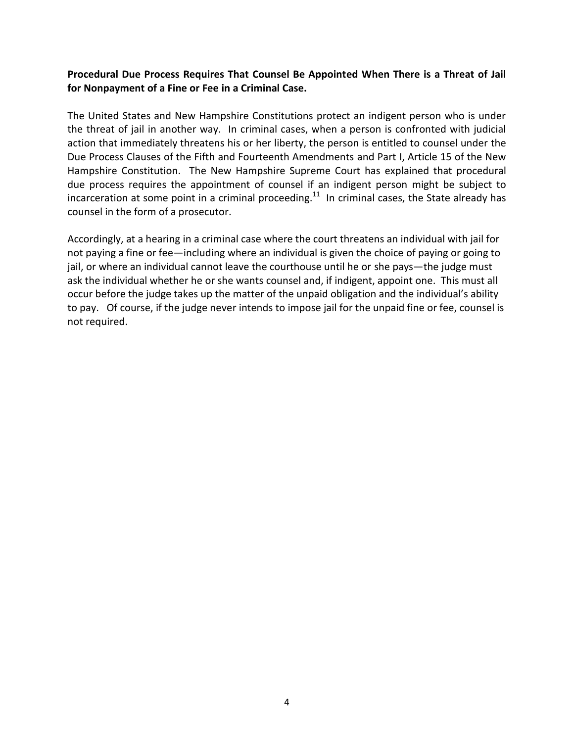**Procedural Due Process Requires That Counsel Be Appointed When There is a Threat of Jail for Nonpayment of a Fine or Fee in a Criminal Case.**

The United States and New Hampshire Constitutions protect an indigent person who is under the threat of jail in another way. In criminal cases, when a person is confronted with judicial action that immediately threatens his or her liberty, the person is entitled to counsel under the Due Process Clauses of the Fifth and Fourteenth Amendments and Part I, Article 15 of the New Hampshire Constitution. The New Hampshire Supreme Court has explained that procedural due process requires the appointment of counsel if an indigent person might be subject to incarceration at some point in a criminal proceeding.[11] In criminal cases, the State already has counsel in the form of a prosecutor.

Accordingly, at a hearing in a criminal case where the court threatens an individual with jail for not paying a fine or fee—including where an individual is given the choice of paying or going to jail, or where an individual cannot leave the courthouse until he or she pays—the judge must ask the individual whether he or she wants counsel and, if indigent, appoint one. This must all occur before the judge takes up the matter of the unpaid obligation and the individual's ability to pay. Of course, if the judge never intends to impose jail for the unpaid fine or fee, counsel is not required.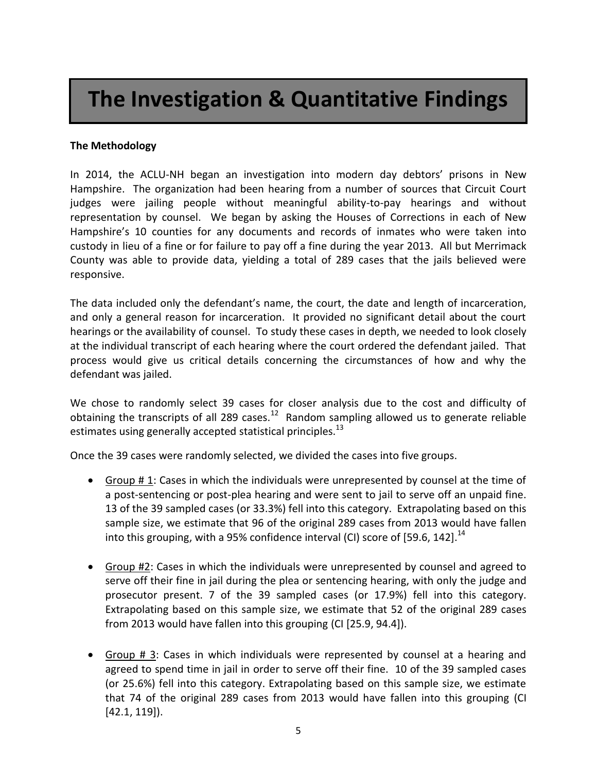# The Investigation & Quantitative Findings

**The Methodology**

In 2014, the ACLU-NH began an investigation into modern day debtors' prisons in New Hampshire. The organization had been hearing from a number of sources that Circuit Court judges were jailing people without meaningful ability-to-pay hearings and without representation by counsel. We began by asking the Houses of Corrections in each of New Hampshire's 10 counties for any documents and records of inmates who were taken into custody in lieu of a fine or for failure to pay off a fine during the year 2013. All but Merrimack County was able to provide data, yielding a total of 289 cases that the jails believed were responsive.

The data included only the defendant's name, the court, the date and length of incarceration, and only a general reason for incarceration. It provided no significant detail about the court hearings or the availability of counsel. To study these cases in depth, we needed to look closely at the individual transcript of each hearing where the court ordered the defendant jailed. That process would give us critical details concerning the circumstances of how and why the defendant was jailed.

We chose to randomly select 39 cases for closer analysis due to the cost and difficulty of obtaining the transcripts of all 289 cases.[12] Random sampling allowed us to generate reliable estimates using generally accepted statistical principles.[13]

Once the 39 cases were randomly selected, we divided the cases into five groups.

- Group # 1: Cases in which the individuals were unrepresented by counsel at the time of a post-sentencing or post-plea hearing and were sent to jail to serve off an unpaid fine. 13 of the 39 sampled cases (or 33.3%) fell into this category. Extrapolating based on this sample size, we estimate that 96 of the original 289 cases from 2013 would have fallen into this grouping, with a 95% confidence interval (CI) score of [59.6, 142].[14]

- Group #2: Cases in which the individuals were unrepresented by counsel and agreed to serve off their fine in jail during the plea or sentencing hearing, with only the judge and prosecutor present. 7 of the 39 sampled cases (or 17.9%) fell into this category. Extrapolating based on this sample size, we estimate that 52 of the original 289 cases from 2013 would have fallen into this grouping (CI [25.9, 94.4]).

- Group # 3: Cases in which individuals were represented by counsel at a hearing and agreed to spend time in jail in order to serve off their fine. 10 of the 39 sampled cases (or 25.6%) fell into this category. Extrapolating based on this sample size, we estimate that 74 of the original 289 cases from 2013 would have fallen into this grouping (CI [42.1, 119]).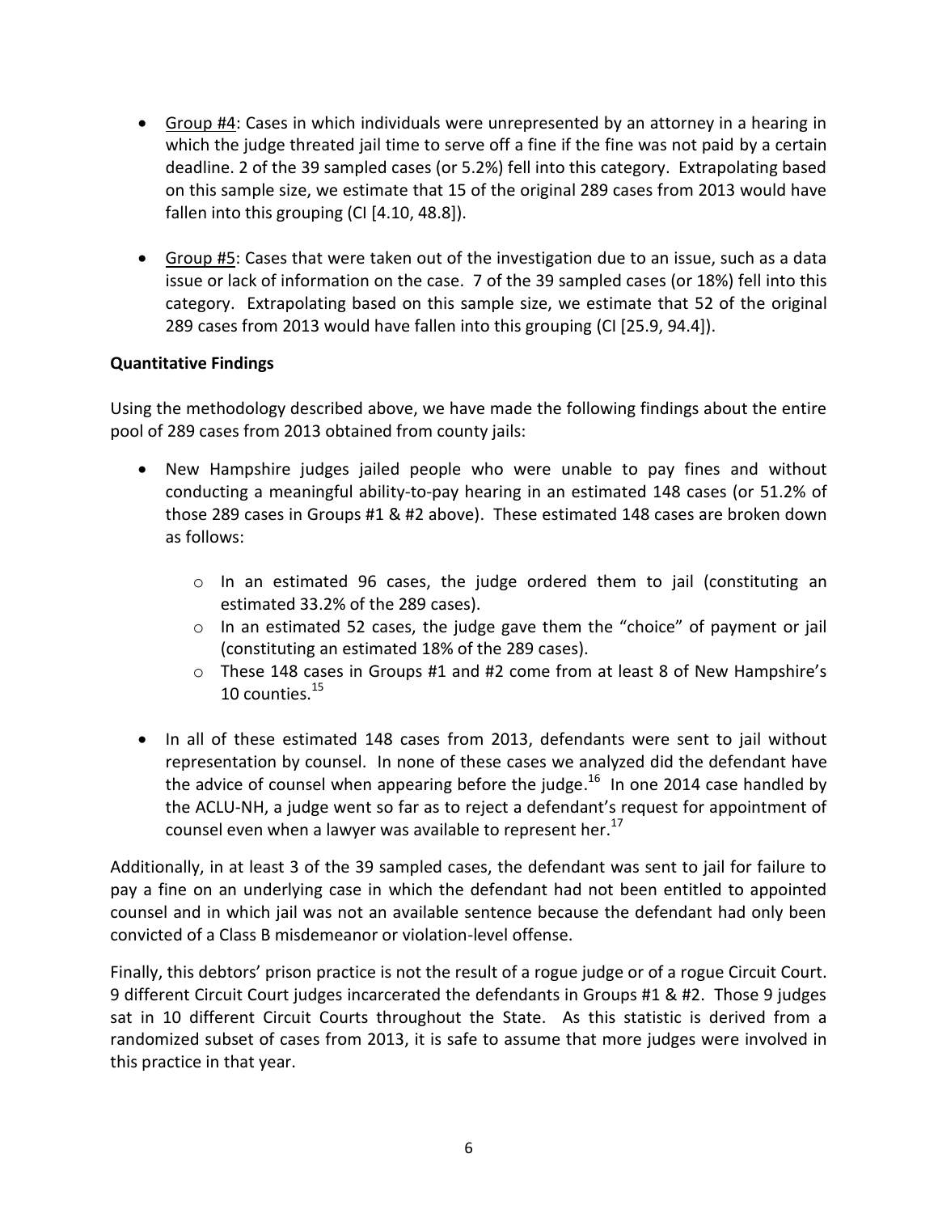- Group #4: Cases in which individuals were unrepresented by an attorney in a hearing in which the judge threated jail time to serve off a fine if the fine was not paid by a certain deadline. 2 of the 39 sampled cases (or 5.2%) fell into this category. Extrapolating based on this sample size, we estimate that 15 of the original 289 cases from 2013 would have fallen into this grouping (CI [4.10, 48.8]).

- Group #5: Cases that were taken out of the investigation due to an issue, such as a data issue or lack of information on the case. 7 of the 39 sampled cases (or 18%) fell into this category. Extrapolating based on this sample size, we estimate that 52 of the original 289 cases from 2013 would have fallen into this grouping (CI [25.9, 94.4]).

**Quantitative Findings**

Using the methodology described above, we have made the following findings about the entire pool of 289 cases from 2013 obtained from county jails:

- New Hampshire judges jailed people who were unable to pay fines and without conducting a meaningful ability-to-pay hearing in an estimated 148 cases (or 51.2% of those 289 cases in Groups #1 & #2 above). These estimated 148 cases are broken down as follows:
    - In an estimated 96 cases, the judge ordered them to jail (constituting an estimated 33.2% of the 289 cases).
    - In an estimated 52 cases, the judge gave them the "choice" of payment or jail (constituting an estimated 18% of the 289 cases).
    - These 148 cases in Groups #1 and #2 come from at least 8 of New Hampshire's 10 counties.[15]

- In all of these estimated 148 cases from 2013, defendants were sent to jail without representation by counsel. In none of these cases we analyzed did the defendant have the advice of counsel when appearing before the judge.[16] In one 2014 case handled by the ACLU-NH, a judge went so far as to reject a defendant's request for appointment of counsel even when a lawyer was available to represent her.[17]

Additionally, in at least 3 of the 39 sampled cases, the defendant was sent to jail for failure to pay a fine on an underlying case in which the defendant had not been entitled to appointed counsel and in which jail was not an available sentence because the defendant had only been convicted of a Class B misdemeanor or violation-level offense.

Finally, this debtors' prison practice is not the result of a rogue judge or of a rogue Circuit Court. 9 different Circuit Court judges incarcerated the defendants in Groups #1 & #2. Those 9 judges sat in 10 different Circuit Courts throughout the State. As this statistic is derived from a randomized subset of cases from 2013, it is safe to assume that more judges were involved in this practice in that year.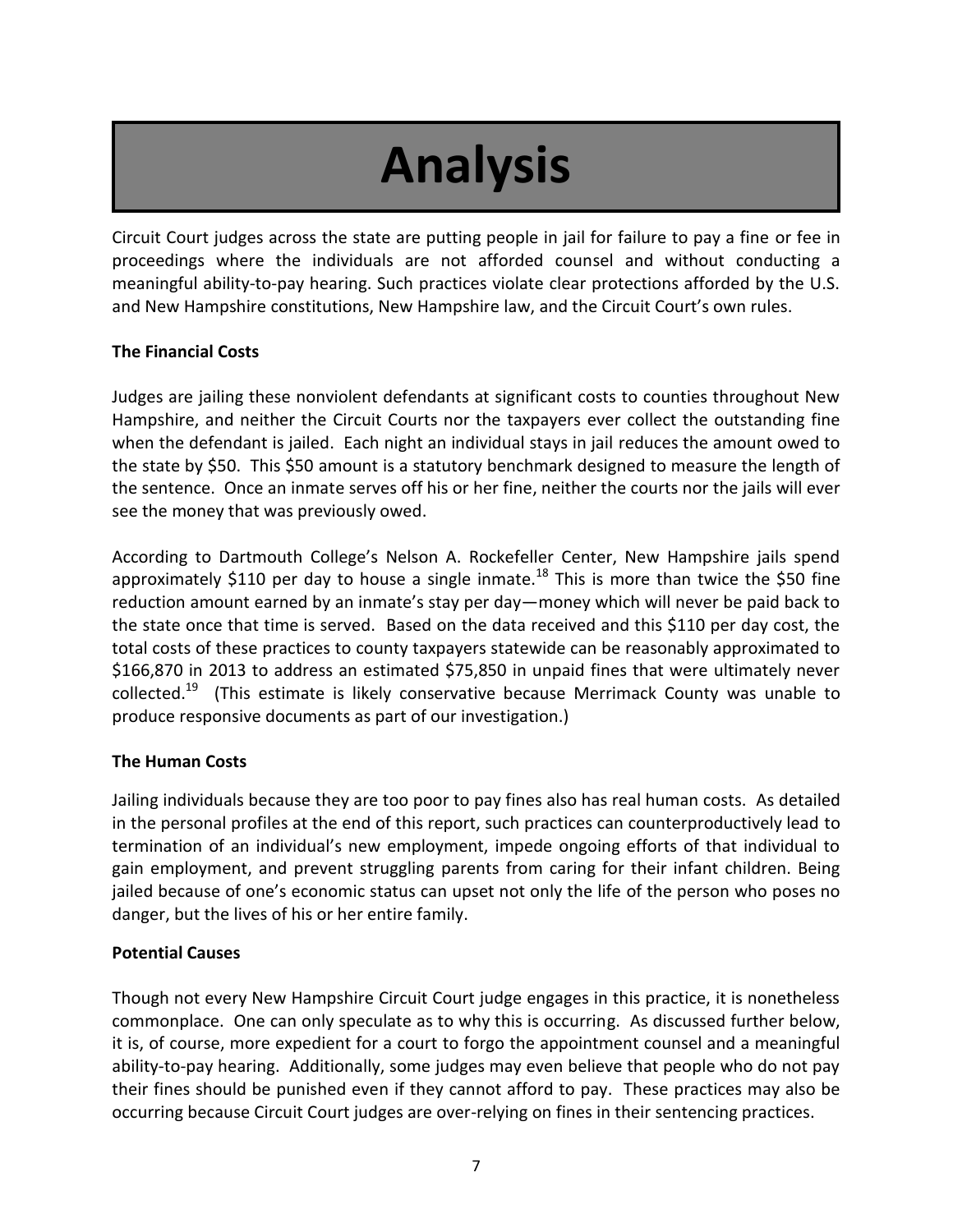# Analysis

Circuit Court judges across the state are putting people in jail for failure to pay a fine or fee in proceedings where the individuals are not afforded counsel and without conducting a meaningful ability-to-pay hearing. Such practices violate clear protections afforded by the U.S. and New Hampshire constitutions, New Hampshire law, and the Circuit Court's own rules.

**The Financial Costs**

Judges are jailing these nonviolent defendants at significant costs to counties throughout New Hampshire, and neither the Circuit Courts nor the taxpayers ever collect the outstanding fine when the defendant is jailed. Each night an individual stays in jail reduces the amount owed to the state by $50. This $50 amount is a statutory benchmark designed to measure the length of the sentence. Once an inmate serves off his or her fine, neither the courts nor the jails will ever see the money that was previously owed.

According to Dartmouth College's Nelson A. Rockefeller Center, New Hampshire jails spend approximately $110 per day to house a single inmate.[18] This is more than twice the $50 fine reduction amount earned by an inmate's stay per day—money which will never be paid back to the state once that time is served. Based on the data received and this $110 per day cost, the total costs of these practices to county taxpayers statewide can be reasonably approximated to $166,870 in 2013 to address an estimated $75,850 in unpaid fines that were ultimately never collected.[19] (This estimate is likely conservative because Merrimack County was unable to produce responsive documents as part of our investigation.)

**The Human Costs**

Jailing individuals because they are too poor to pay fines also has real human costs. As detailed in the personal profiles at the end of this report, such practices can counterproductively lead to termination of an individual's new employment, impede ongoing efforts of that individual to gain employment, and prevent struggling parents from caring for their infant children. Being jailed because of one's economic status can upset not only the life of the person who poses no danger, but the lives of his or her entire family.

**Potential Causes**

Though not every New Hampshire Circuit Court judge engages in this practice, it is nonetheless commonplace. One can only speculate as to why this is occurring. As discussed further below, it is, of course, more expedient for a court to forgo the appointment counsel and a meaningful ability-to-pay hearing. Additionally, some judges may even believe that people who do not pay their fines should be punished even if they cannot afford to pay. These practices may also be occurring because Circuit Court judges are over-relying on fines in their sentencing practices.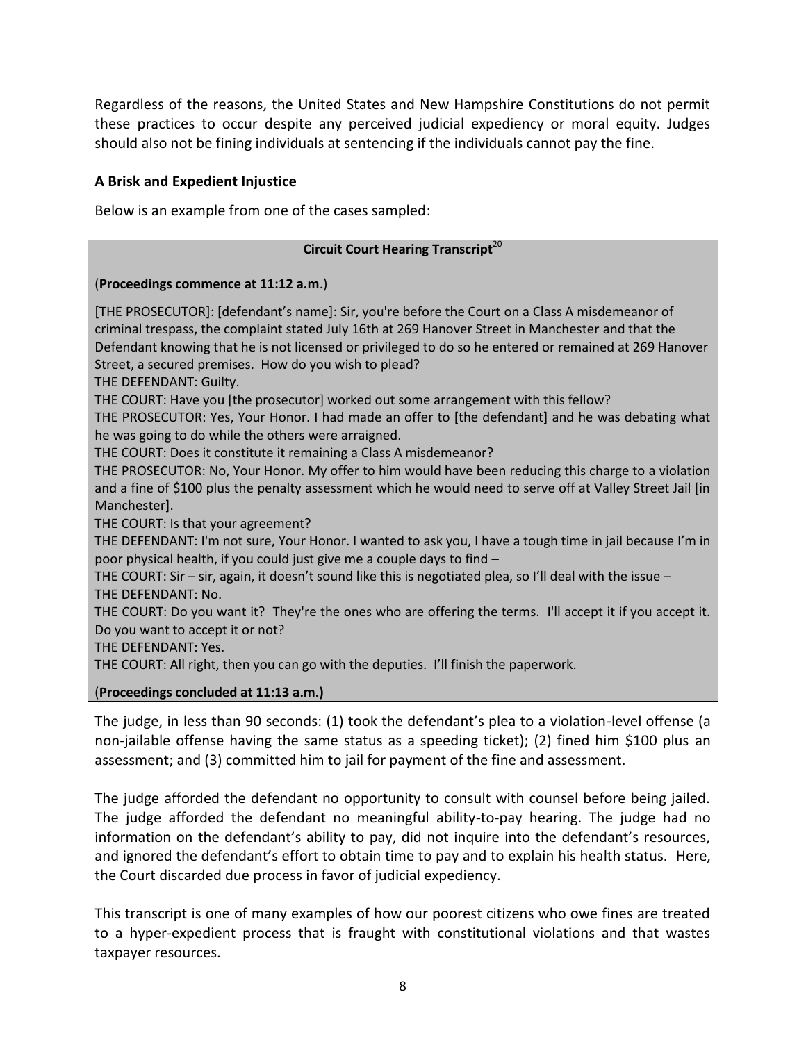Regardless of the reasons, the United States and New Hampshire Constitutions do not permit these practices to occur despite any perceived judicial expediency or moral equity. Judges should also not be fining individuals at sentencing if the individuals cannot pay the fine.

**A Brisk and Expedient Injustice**

Below is an example from one of the cases sampled:

> **Circuit Court Hearing Transcript**[20]
>
> (**Proceedings commence at 11:12 a.m**.)
>
> [THE PROSECUTOR]: [defendant's name]: Sir, you're before the Court on a Class A misdemeanor of criminal trespass, the complaint stated July 16th at 269 Hanover Street in Manchester and that the Defendant knowing that he is not licensed or privileged to do so he entered or remained at 269 Hanover Street, a secured premises. How do you wish to plead?
> THE DEFENDANT: Guilty.
> THE COURT: Have you [the prosecutor] worked out some arrangement with this fellow?
> THE PROSECUTOR: Yes, Your Honor. I had made an offer to [the defendant] and he was debating what he was going to do while the others were arraigned.
> THE COURT: Does it constitute it remaining a Class A misdemeanor?
> THE PROSECUTOR: No, Your Honor. My offer to him would have been reducing this charge to a violation and a fine of $100 plus the penalty assessment which he would need to serve off at Valley Street Jail [in Manchester].
> THE COURT: Is that your agreement?
> THE DEFENDANT: I'm not sure, Your Honor. I wanted to ask you, I have a tough time in jail because I'm in poor physical health, if you could just give me a couple days to find –
> THE COURT: Sir – sir, again, it doesn't sound like this is negotiated plea, so I'll deal with the issue –
> THE DEFENDANT: No.
> THE COURT: Do you want it? They're the ones who are offering the terms. I'll accept it if you accept it. Do you want to accept it or not?
> THE DEFENDANT: Yes.
> THE COURT: All right, then you can go with the deputies. I'll finish the paperwork.
>
> (**Proceedings concluded at 11:13 a.m.)**

The judge, in less than 90 seconds: (1) took the defendant's plea to a violation-level offense (a non-jailable offense having the same status as a speeding ticket); (2) fined him $100 plus an assessment; and (3) committed him to jail for payment of the fine and assessment.

The judge afforded the defendant no opportunity to consult with counsel before being jailed. The judge afforded the defendant no meaningful ability-to-pay hearing. The judge had no information on the defendant's ability to pay, did not inquire into the defendant's resources, and ignored the defendant's effort to obtain time to pay and to explain his health status. Here, the Court discarded due process in favor of judicial expediency.

This transcript is one of many examples of how our poorest citizens who owe fines are treated to a hyper-expedient process that is fraught with constitutional violations and that wastes taxpayer resources.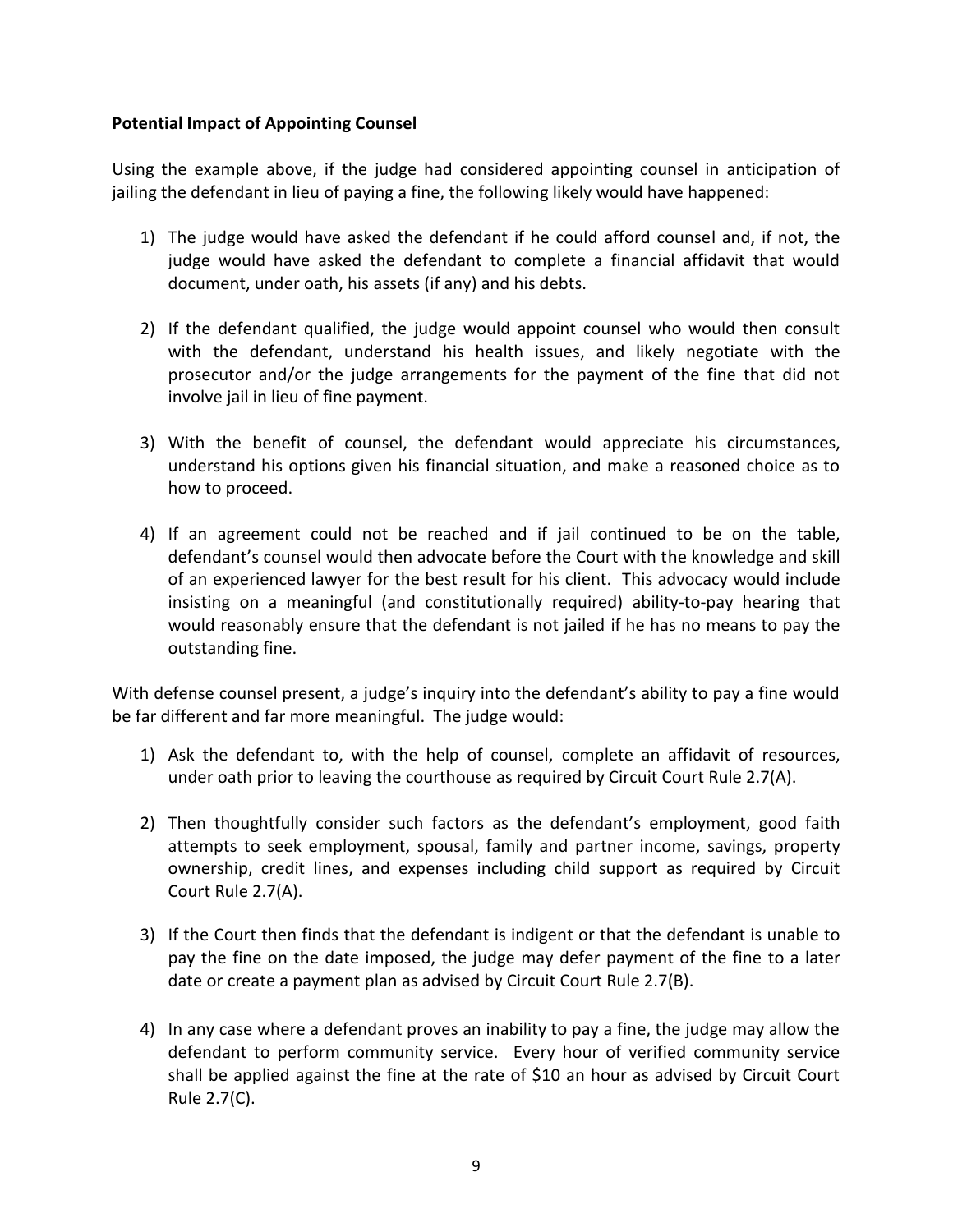**Potential Impact of Appointing Counsel**

Using the example above, if the judge had considered appointing counsel in anticipation of jailing the defendant in lieu of paying a fine, the following likely would have happened:

1) The judge would have asked the defendant if he could afford counsel and, if not, the judge would have asked the defendant to complete a financial affidavit that would document, under oath, his assets (if any) and his debts.

2) If the defendant qualified, the judge would appoint counsel who would then consult with the defendant, understand his health issues, and likely negotiate with the prosecutor and/or the judge arrangements for the payment of the fine that did not involve jail in lieu of fine payment.

3) With the benefit of counsel, the defendant would appreciate his circumstances, understand his options given his financial situation, and make a reasoned choice as to how to proceed.

4) If an agreement could not be reached and if jail continued to be on the table, defendant's counsel would then advocate before the Court with the knowledge and skill of an experienced lawyer for the best result for his client. This advocacy would include insisting on a meaningful (and constitutionally required) ability-to-pay hearing that would reasonably ensure that the defendant is not jailed if he has no means to pay the outstanding fine.

With defense counsel present, a judge's inquiry into the defendant's ability to pay a fine would be far different and far more meaningful. The judge would:

1) Ask the defendant to, with the help of counsel, complete an affidavit of resources, under oath prior to leaving the courthouse as required by Circuit Court Rule 2.7(A).

2) Then thoughtfully consider such factors as the defendant's employment, good faith attempts to seek employment, spousal, family and partner income, savings, property ownership, credit lines, and expenses including child support as required by Circuit Court Rule 2.7(A).

3) If the Court then finds that the defendant is indigent or that the defendant is unable to pay the fine on the date imposed, the judge may defer payment of the fine to a later date or create a payment plan as advised by Circuit Court Rule 2.7(B).

4) In any case where a defendant proves an inability to pay a fine, the judge may allow the defendant to perform community service. Every hour of verified community service shall be applied against the fine at the rate of $10 an hour as advised by Circuit Court Rule 2.7(C).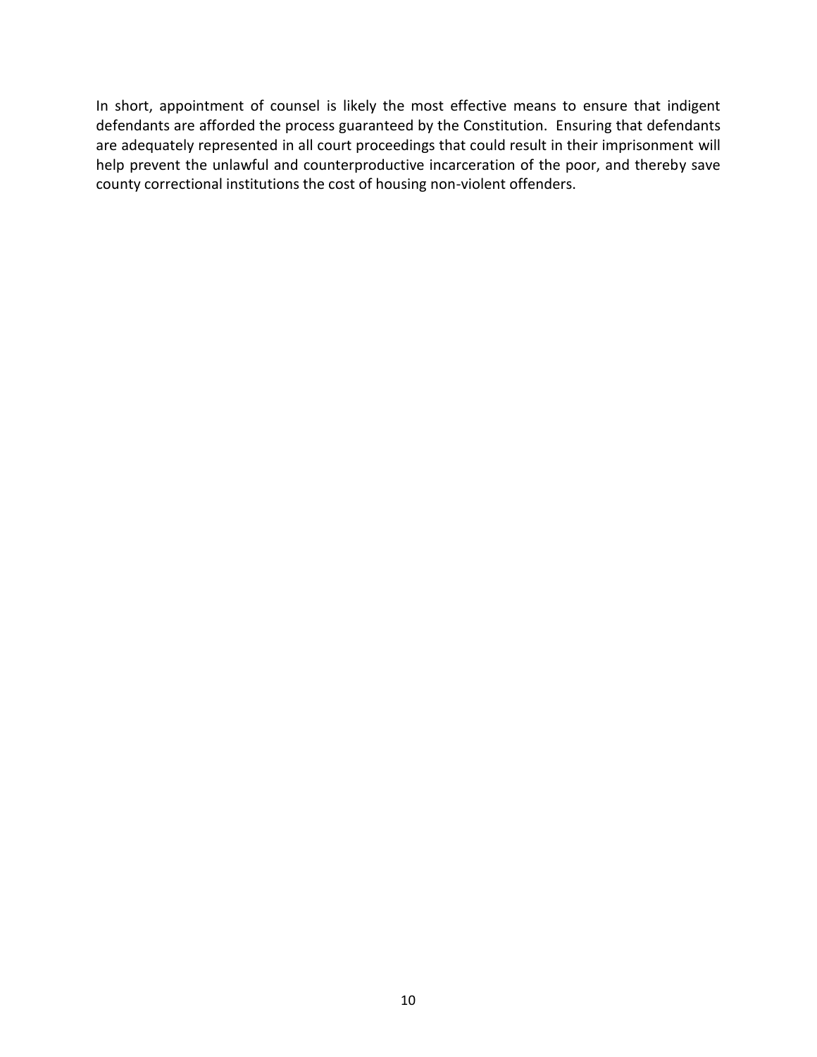In short, appointment of counsel is likely the most effective means to ensure that indigent defendants are afforded the process guaranteed by the Constitution. Ensuring that defendants are adequately represented in all court proceedings that could result in their imprisonment will help prevent the unlawful and counterproductive incarceration of the poor, and thereby save county correctional institutions the cost of housing non-violent offenders.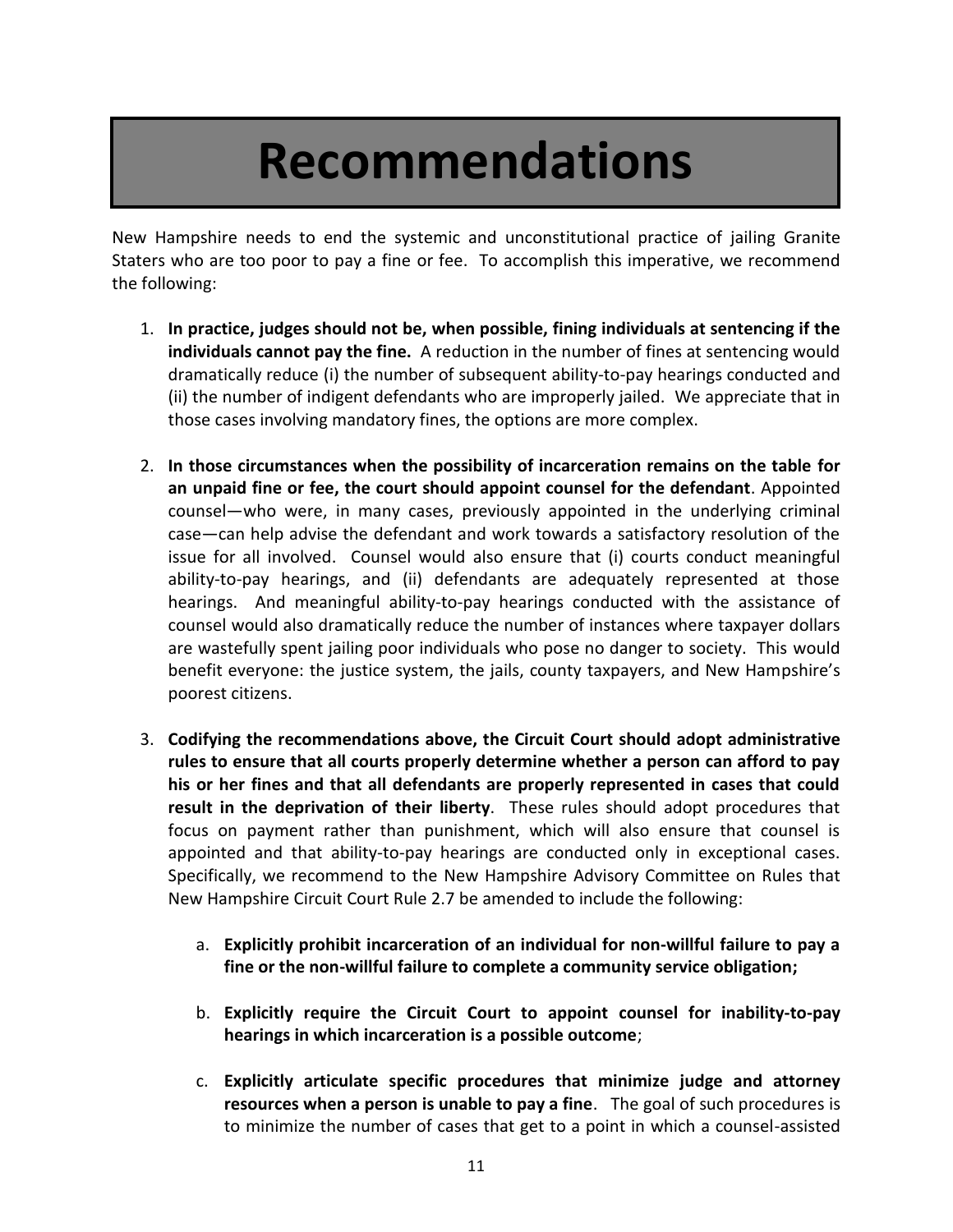# Recommendations

New Hampshire needs to end the systemic and unconstitutional practice of jailing Granite Staters who are too poor to pay a fine or fee. To accomplish this imperative, we recommend the following:

1. **In practice, judges should not be, when possible, fining individuals at sentencing if the individuals cannot pay the fine.** A reduction in the number of fines at sentencing would dramatically reduce (i) the number of subsequent ability-to-pay hearings conducted and (ii) the number of indigent defendants who are improperly jailed. We appreciate that in those cases involving mandatory fines, the options are more complex.

2. **In those circumstances when the possibility of incarceration remains on the table for an unpaid fine or fee, the court should appoint counsel for the defendant**. Appointed counsel—who were, in many cases, previously appointed in the underlying criminal case—can help advise the defendant and work towards a satisfactory resolution of the issue for all involved. Counsel would also ensure that (i) courts conduct meaningful ability-to-pay hearings, and (ii) defendants are adequately represented at those hearings. And meaningful ability-to-pay hearings conducted with the assistance of counsel would also dramatically reduce the number of instances where taxpayer dollars are wastefully spent jailing poor individuals who pose no danger to society. This would benefit everyone: the justice system, the jails, county taxpayers, and New Hampshire's poorest citizens.

3. **Codifying the recommendations above, the Circuit Court should adopt administrative rules to ensure that all courts properly determine whether a person can afford to pay his or her fines and that all defendants are properly represented in cases that could result in the deprivation of their liberty**. These rules should adopt procedures that focus on payment rather than punishment, which will also ensure that counsel is appointed and that ability-to-pay hearings are conducted only in exceptional cases. Specifically, we recommend to the New Hampshire Advisory Committee on Rules that New Hampshire Circuit Court Rule 2.7 be amended to include the following:

    a. **Explicitly prohibit incarceration of an individual for non-willful failure to pay a fine or the non-willful failure to complete a community service obligation;**

    b. **Explicitly require the Circuit Court to appoint counsel for inability-to-pay hearings in which incarceration is a possible outcome**;

    c. **Explicitly articulate specific procedures that minimize judge and attorney resources when a person is unable to pay a fine**. The goal of such procedures is to minimize the number of cases that get to a point in which a counsel-assisted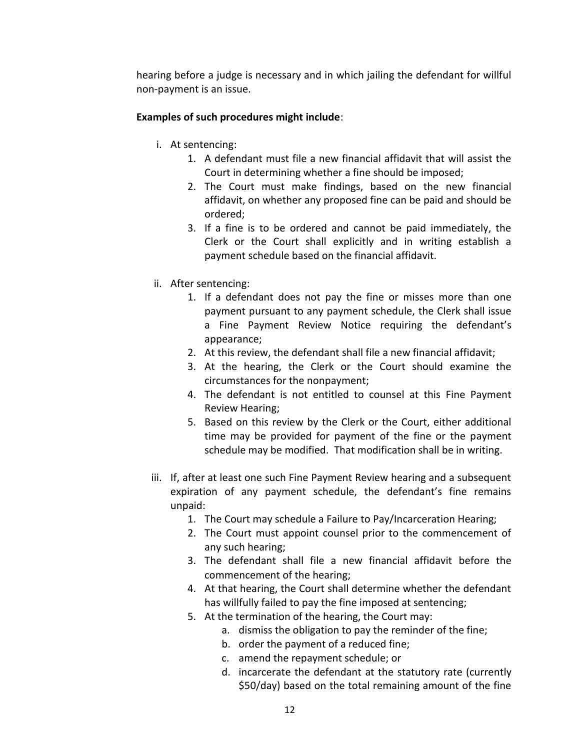hearing before a judge is necessary and in which jailing the defendant for willful non-payment is an issue.

**Examples of such procedures might include**:

i. At sentencing:
   1. A defendant must file a new financial affidavit that will assist the Court in determining whether a fine should be imposed;
   2. The Court must make findings, based on the new financial affidavit, on whether any proposed fine can be paid and should be ordered;
   3. If a fine is to be ordered and cannot be paid immediately, the Clerk or the Court shall explicitly and in writing establish a payment schedule based on the financial affidavit.

ii. After sentencing:
   1. If a defendant does not pay the fine or misses more than one payment pursuant to any payment schedule, the Clerk shall issue a Fine Payment Review Notice requiring the defendant's appearance;
   2. At this review, the defendant shall file a new financial affidavit;
   3. At the hearing, the Clerk or the Court should examine the circumstances for the nonpayment;
   4. The defendant is not entitled to counsel at this Fine Payment Review Hearing;
   5. Based on this review by the Clerk or the Court, either additional time may be provided for payment of the fine or the payment schedule may be modified. That modification shall be in writing.

iii. If, after at least one such Fine Payment Review hearing and a subsequent expiration of any payment schedule, the defendant's fine remains unpaid:
   1. The Court may schedule a Failure to Pay/Incarceration Hearing;
   2. The Court must appoint counsel prior to the commencement of any such hearing;
   3. The defendant shall file a new financial affidavit before the commencement of the hearing;
   4. At that hearing, the Court shall determine whether the defendant has willfully failed to pay the fine imposed at sentencing;
   5. At the termination of the hearing, the Court may:
      a. dismiss the obligation to pay the reminder of the fine;
      b. order the payment of a reduced fine;
      c. amend the repayment schedule; or
      d. incarcerate the defendant at the statutory rate (currently $50/day) based on the total remaining amount of the fine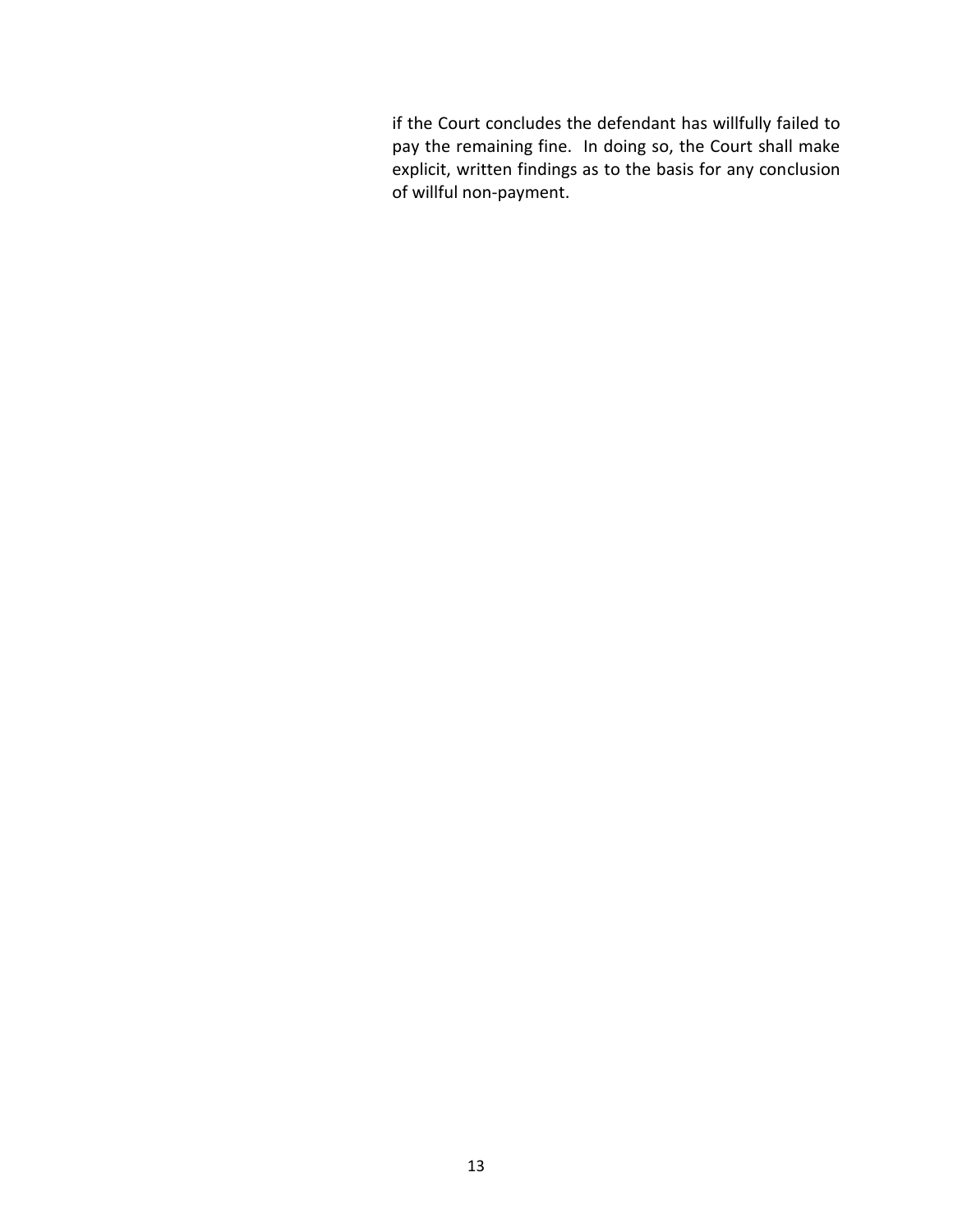if the Court concludes the defendant has willfully failed to pay the remaining fine. In doing so, the Court shall make explicit, written findings as to the basis for any conclusion of willful non-payment.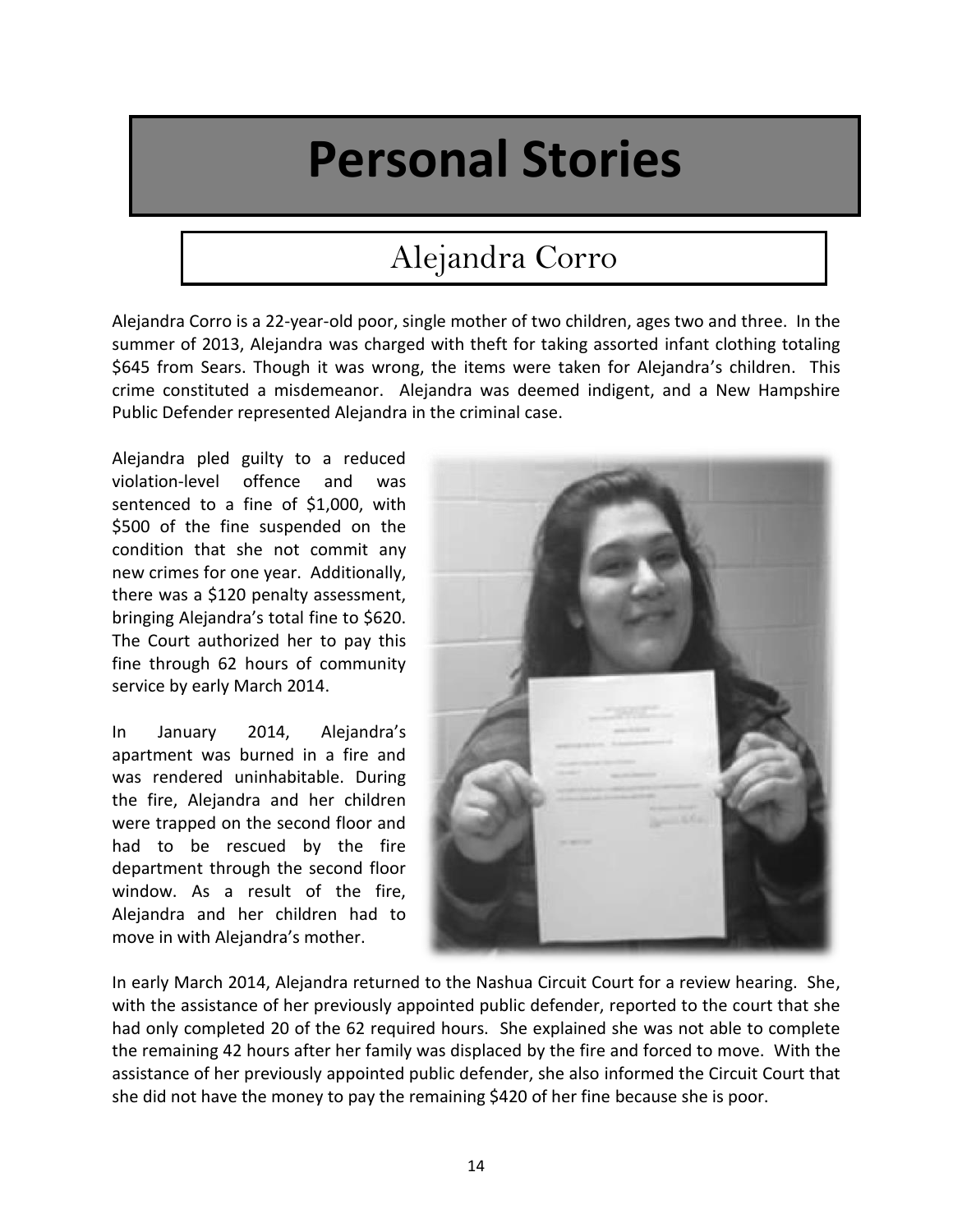# Personal Stories

## Alejandra Corro

Alejandra Corro is a 22-year-old poor, single mother of two children, ages two and three. In the summer of 2013, Alejandra was charged with theft for taking assorted infant clothing totaling $645 from Sears. Though it was wrong, the items were taken for Alejandra's children. This crime constituted a misdemeanor. Alejandra was deemed indigent, and a New Hampshire Public Defender represented Alejandra in the criminal case.

Alejandra pled guilty to a reduced violation-level offence and was sentenced to a fine of $1,000, with $500 of the fine suspended on the condition that she not commit any new crimes for one year. Additionally, there was a $120 penalty assessment, bringing Alejandra's total fine to $620. The Court authorized her to pay this fine through 62 hours of community service by early March 2014.

In January 2014, Alejandra's apartment was burned in a fire and was rendered uninhabitable. During the fire, Alejandra and her children were trapped on the second floor and had to be rescued by the fire department through the second floor window. As a result of the fire, Alejandra and her children had to move in with Alejandra's mother.

In early March 2014, Alejandra returned to the Nashua Circuit Court for a review hearing. She, with the assistance of her previously appointed public defender, reported to the court that she had only completed 20 of the 62 required hours. She explained she was not able to complete the remaining 42 hours after her family was displaced by the fire and forced to move. With the assistance of her previously appointed public defender, she also informed the Circuit Court that she did not have the money to pay the remaining $420 of her fine because she is poor.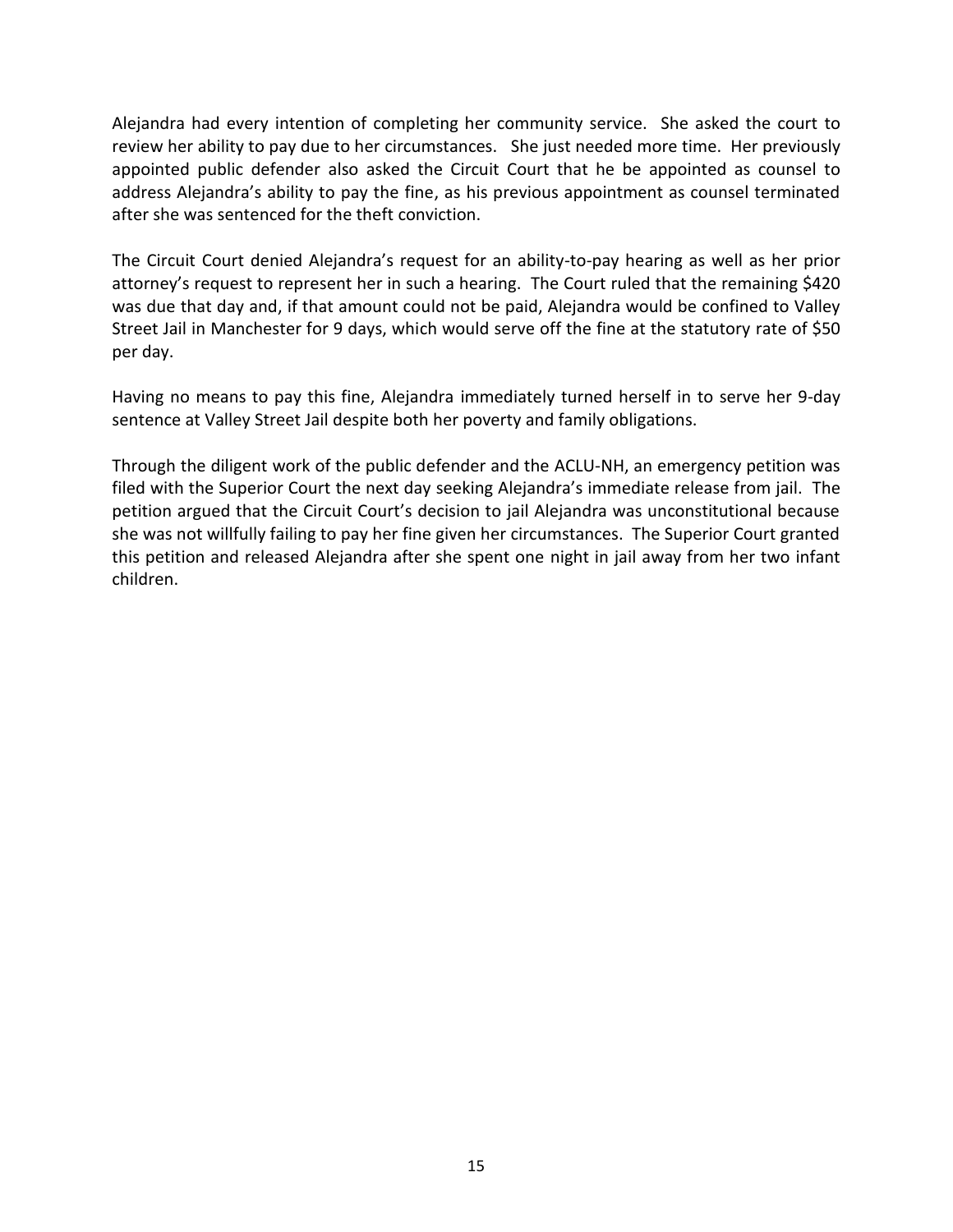Alejandra had every intention of completing her community service. She asked the court to review her ability to pay due to her circumstances. She just needed more time. Her previously appointed public defender also asked the Circuit Court that he be appointed as counsel to address Alejandra's ability to pay the fine, as his previous appointment as counsel terminated after she was sentenced for the theft conviction.

The Circuit Court denied Alejandra's request for an ability-to-pay hearing as well as her prior attorney's request to represent her in such a hearing. The Court ruled that the remaining $420 was due that day and, if that amount could not be paid, Alejandra would be confined to Valley Street Jail in Manchester for 9 days, which would serve off the fine at the statutory rate of $50 per day.

Having no means to pay this fine, Alejandra immediately turned herself in to serve her 9-day sentence at Valley Street Jail despite both her poverty and family obligations.

Through the diligent work of the public defender and the ACLU-NH, an emergency petition was filed with the Superior Court the next day seeking Alejandra's immediate release from jail. The petition argued that the Circuit Court's decision to jail Alejandra was unconstitutional because she was not willfully failing to pay her fine given her circumstances. The Superior Court granted this petition and released Alejandra after she spent one night in jail away from her two infant children.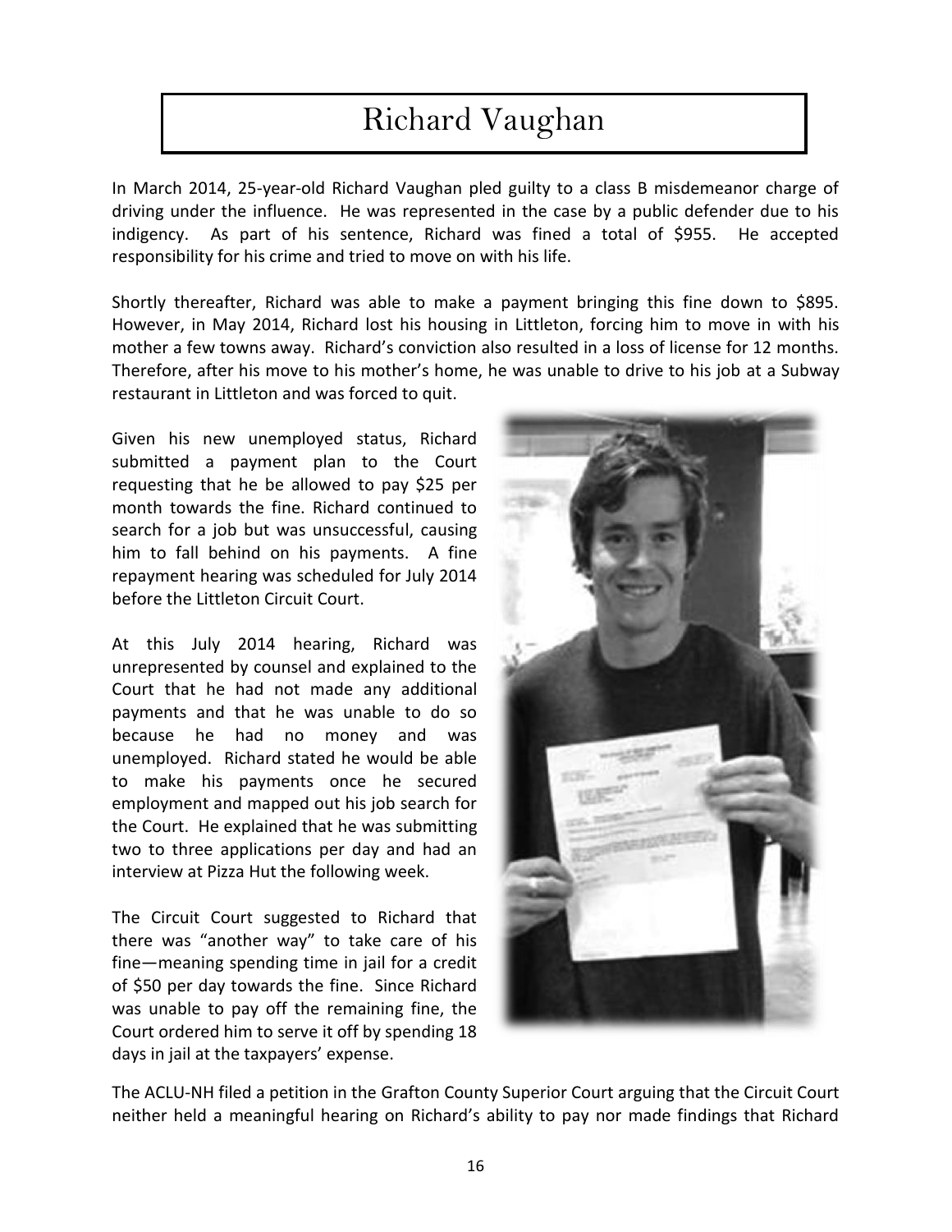# Richard Vaughan

In March 2014, 25-year-old Richard Vaughan pled guilty to a class B misdemeanor charge of driving under the influence. He was represented in the case by a public defender due to his indigency. As part of his sentence, Richard was fined a total of $955. He accepted responsibility for his crime and tried to move on with his life.

Shortly thereafter, Richard was able to make a payment bringing this fine down to $895. However, in May 2014, Richard lost his housing in Littleton, forcing him to move in with his mother a few towns away. Richard's conviction also resulted in a loss of license for 12 months. Therefore, after his move to his mother's home, he was unable to drive to his job at a Subway restaurant in Littleton and was forced to quit.

Given his new unemployed status, Richard submitted a payment plan to the Court requesting that he be allowed to pay $25 per month towards the fine. Richard continued to search for a job but was unsuccessful, causing him to fall behind on his payments. A fine repayment hearing was scheduled for July 2014 before the Littleton Circuit Court.

At this July 2014 hearing, Richard was unrepresented by counsel and explained to the Court that he had not made any additional payments and that he was unable to do so because he had no money and was unemployed. Richard stated he would be able to make his payments once he secured employment and mapped out his job search for the Court. He explained that he was submitting two to three applications per day and had an interview at Pizza Hut the following week.

The Circuit Court suggested to Richard that there was "another way" to take care of his fine—meaning spending time in jail for a credit of $50 per day towards the fine. Since Richard was unable to pay off the remaining fine, the Court ordered him to serve it off by spending 18 days in jail at the taxpayers' expense.

The ACLU-NH filed a petition in the Grafton County Superior Court arguing that the Circuit Court neither held a meaningful hearing on Richard's ability to pay nor made findings that Richard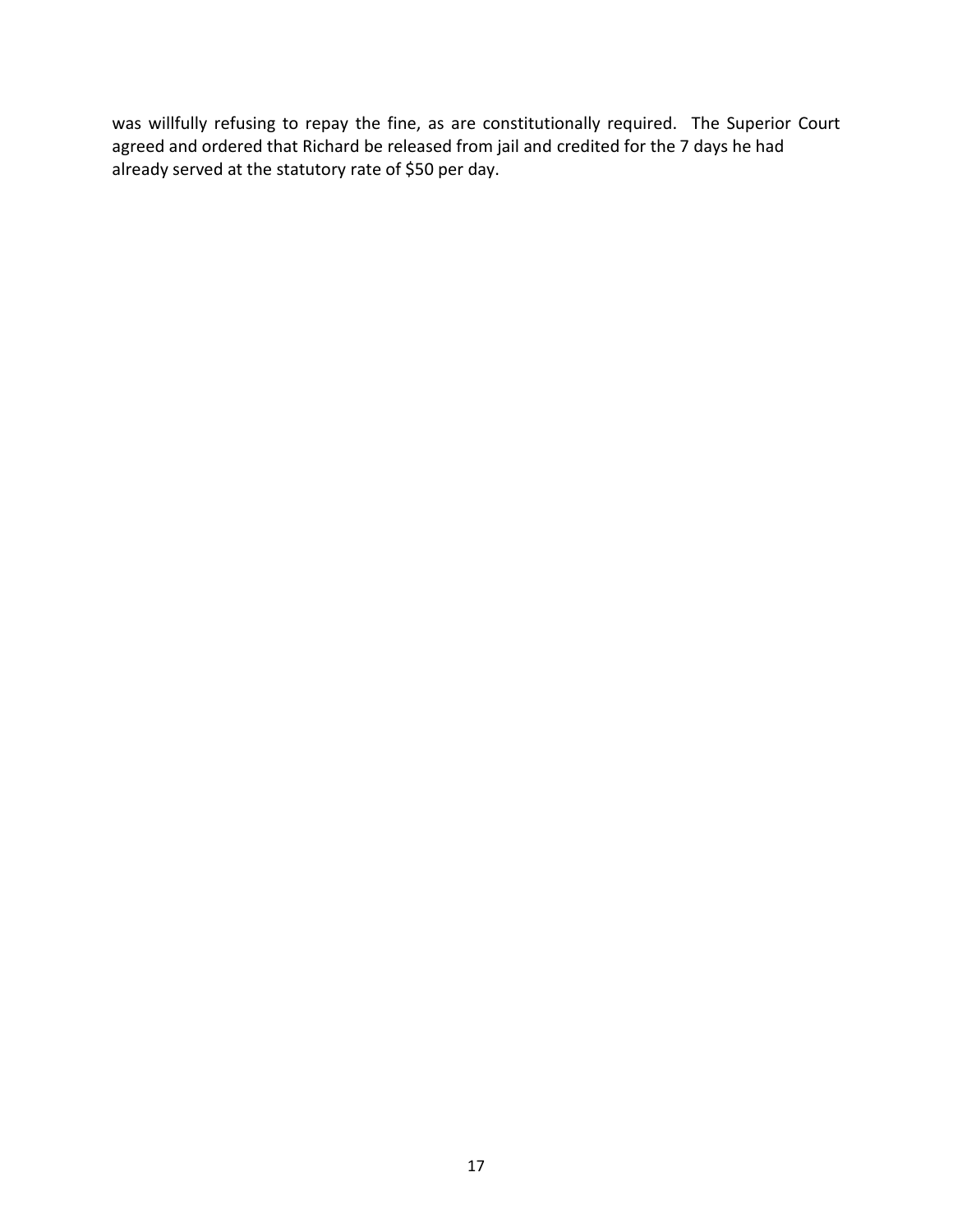was willfully refusing to repay the fine, as are constitutionally required. The Superior Court agreed and ordered that Richard be released from jail and credited for the 7 days he had already served at the statutory rate of $50 per day.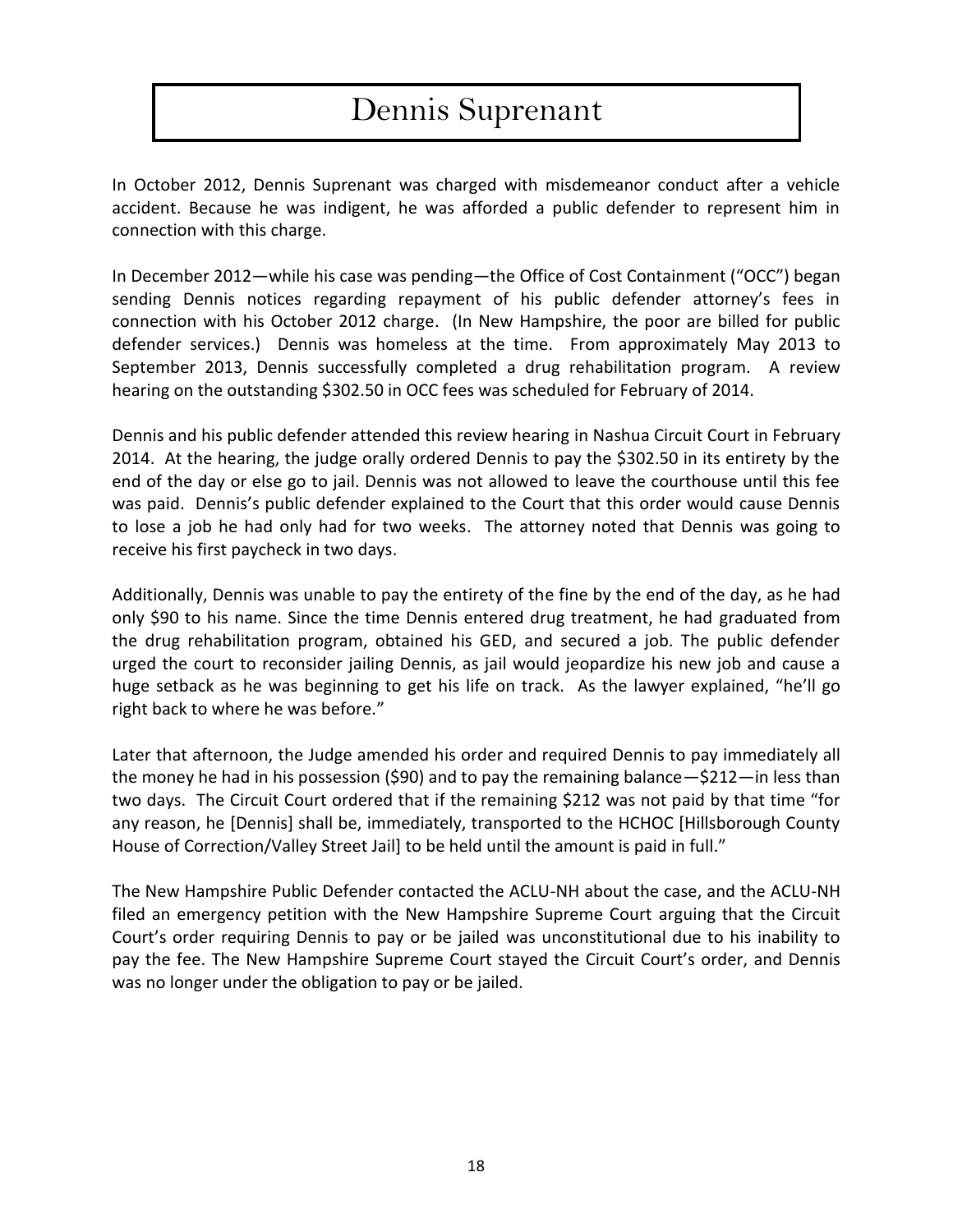# Dennis Suprenant

In October 2012, Dennis Suprenant was charged with misdemeanor conduct after a vehicle accident. Because he was indigent, he was afforded a public defender to represent him in connection with this charge.

In December 2012—while his case was pending—the Office of Cost Containment ("OCC") began sending Dennis notices regarding repayment of his public defender attorney's fees in connection with his October 2012 charge. (In New Hampshire, the poor are billed for public defender services.) Dennis was homeless at the time. From approximately May 2013 to September 2013, Dennis successfully completed a drug rehabilitation program. A review hearing on the outstanding $302.50 in OCC fees was scheduled for February of 2014.

Dennis and his public defender attended this review hearing in Nashua Circuit Court in February 2014. At the hearing, the judge orally ordered Dennis to pay the $302.50 in its entirety by the end of the day or else go to jail. Dennis was not allowed to leave the courthouse until this fee was paid. Dennis's public defender explained to the Court that this order would cause Dennis to lose a job he had only had for two weeks. The attorney noted that Dennis was going to receive his first paycheck in two days.

Additionally, Dennis was unable to pay the entirety of the fine by the end of the day, as he had only $90 to his name. Since the time Dennis entered drug treatment, he had graduated from the drug rehabilitation program, obtained his GED, and secured a job. The public defender urged the court to reconsider jailing Dennis, as jail would jeopardize his new job and cause a huge setback as he was beginning to get his life on track. As the lawyer explained, "he'll go right back to where he was before."

Later that afternoon, the Judge amended his order and required Dennis to pay immediately all the money he had in his possession ($90) and to pay the remaining balance—$212—in less than two days. The Circuit Court ordered that if the remaining $212 was not paid by that time "for any reason, he [Dennis] shall be, immediately, transported to the HCHOC [Hillsborough County House of Correction/Valley Street Jail] to be held until the amount is paid in full."

The New Hampshire Public Defender contacted the ACLU-NH about the case, and the ACLU-NH filed an emergency petition with the New Hampshire Supreme Court arguing that the Circuit Court's order requiring Dennis to pay or be jailed was unconstitutional due to his inability to pay the fee. The New Hampshire Supreme Court stayed the Circuit Court's order, and Dennis was no longer under the obligation to pay or be jailed.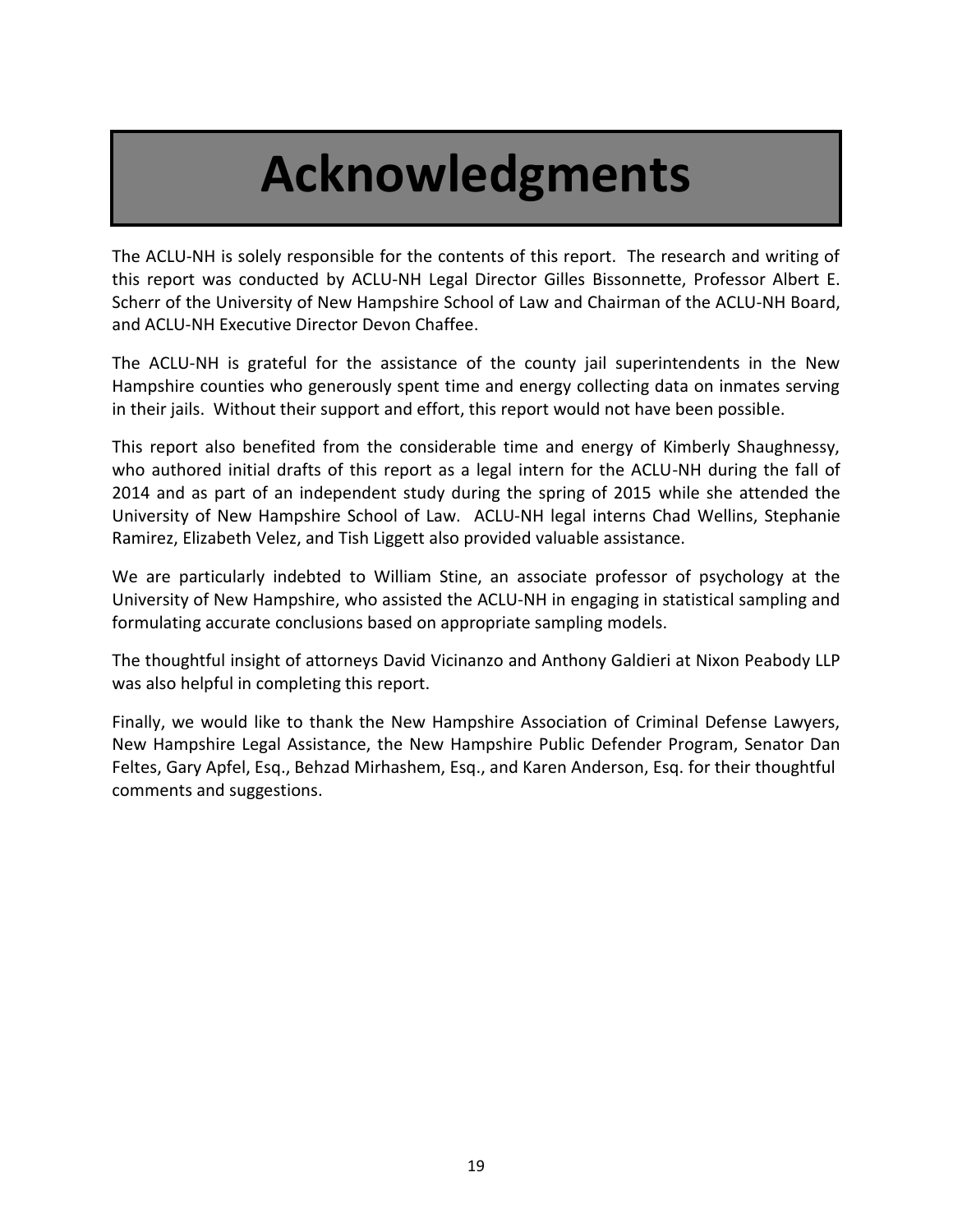# Acknowledgments

The ACLU-NH is solely responsible for the contents of this report. The research and writing of this report was conducted by ACLU-NH Legal Director Gilles Bissonnette, Professor Albert E. Scherr of the University of New Hampshire School of Law and Chairman of the ACLU-NH Board, and ACLU-NH Executive Director Devon Chaffee.

The ACLU-NH is grateful for the assistance of the county jail superintendents in the New Hampshire counties who generously spent time and energy collecting data on inmates serving in their jails. Without their support and effort, this report would not have been possible.

This report also benefited from the considerable time and energy of Kimberly Shaughnessy, who authored initial drafts of this report as a legal intern for the ACLU-NH during the fall of 2014 and as part of an independent study during the spring of 2015 while she attended the University of New Hampshire School of Law. ACLU-NH legal interns Chad Wellins, Stephanie Ramirez, Elizabeth Velez, and Tish Liggett also provided valuable assistance.

We are particularly indebted to William Stine, an associate professor of psychology at the University of New Hampshire, who assisted the ACLU-NH in engaging in statistical sampling and formulating accurate conclusions based on appropriate sampling models.

The thoughtful insight of attorneys David Vicinanzo and Anthony Galdieri at Nixon Peabody LLP was also helpful in completing this report.

Finally, we would like to thank the New Hampshire Association of Criminal Defense Lawyers, New Hampshire Legal Assistance, the New Hampshire Public Defender Program, Senator Dan Feltes, Gary Apfel, Esq., Behzad Mirhashem, Esq., and Karen Anderson, Esq. for their thoughtful comments and suggestions.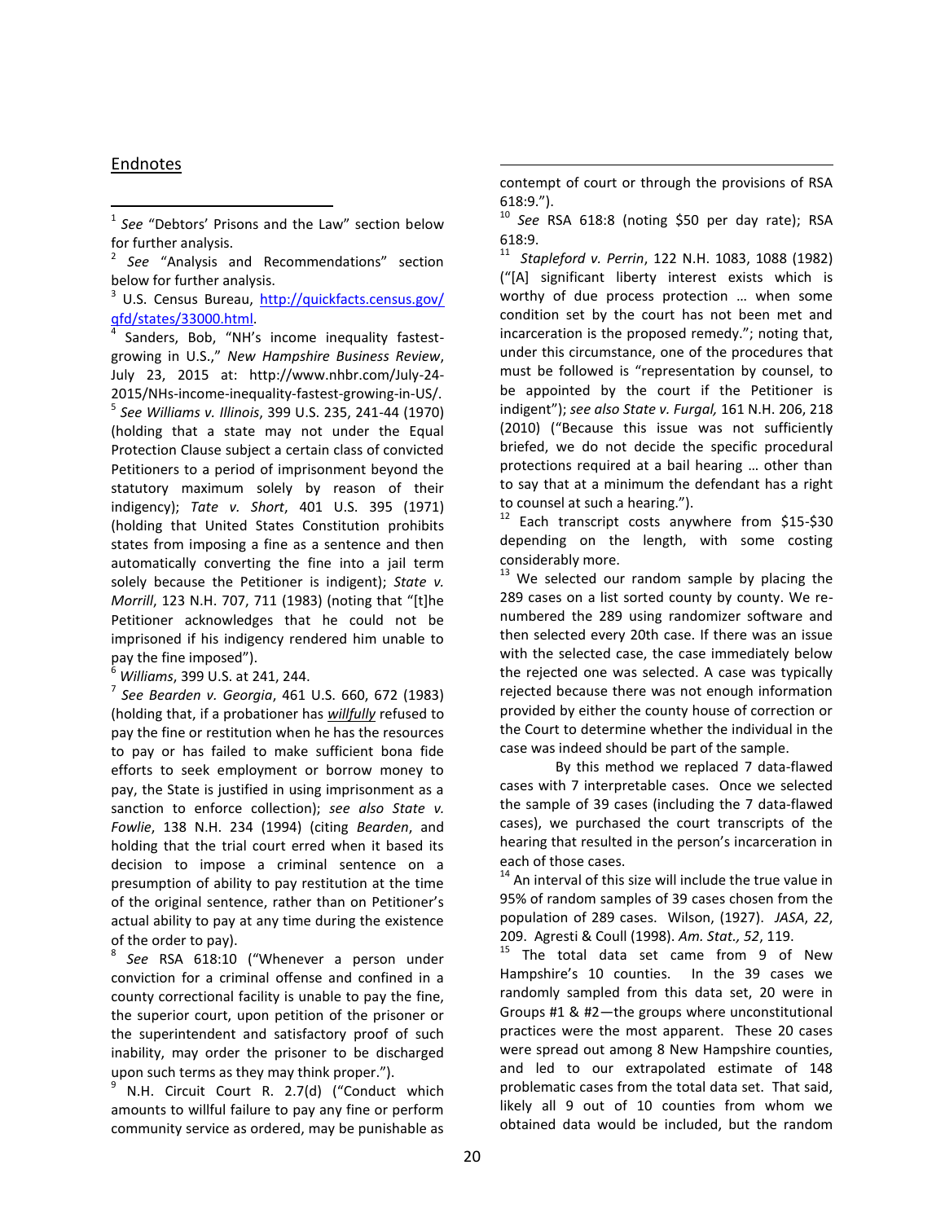## Endnotes

[1] *See* "Debtors' Prisons and the Law" section below for further analysis.

[2] *See* "Analysis and Recommendations" section below for further analysis.

[3] U.S. Census Bureau, http://quickfacts.census.gov/qfd/states/33000.html.

[4] Sanders, Bob, "NH's income inequality fastest-growing in U.S.," *New Hampshire Business Review*, July 23, 2015 at: http://www.nhbr.com/July-24-2015/NHs-income-inequality-fastest-growing-in-US/.

[5] *See Williams v. Illinois*, 399 U.S. 235, 241-44 (1970) (holding that a state may not under the Equal Protection Clause subject a certain class of convicted Petitioners to a period of imprisonment beyond the statutory maximum solely by reason of their indigency); *Tate v. Short*, 401 U.S. 395 (1971) (holding that United States Constitution prohibits states from imposing a fine as a sentence and then automatically converting the fine into a jail term solely because the Petitioner is indigent); *State v. Morrill*, 123 N.H. 707, 711 (1983) (noting that "[t]he Petitioner acknowledges that he could not be imprisoned if his indigency rendered him unable to pay the fine imposed").

[6] *Williams*, 399 U.S. at 241, 244.

[7] *See Bearden v. Georgia*, 461 U.S. 660, 672 (1983) (holding that, if a probationer has ***willfully*** refused to pay the fine or restitution when he has the resources to pay or has failed to make sufficient bona fide efforts to seek employment or borrow money to pay, the State is justified in using imprisonment as a sanction to enforce collection); *see also State v. Fowlie*, 138 N.H. 234 (1994) (citing *Bearden*, and holding that the trial court erred when it based its decision to impose a criminal sentence on a presumption of ability to pay restitution at the time of the original sentence, rather than on Petitioner's actual ability to pay at any time during the existence of the order to pay).

[8] *See* RSA 618:10 ("Whenever a person under conviction for a criminal offense and confined in a county correctional facility is unable to pay the fine, the superior court, upon petition of the prisoner or the superintendent and satisfactory proof of such inability, may order the prisoner to be discharged upon such terms as they may think proper.").

[9] N.H. Circuit Court R. 2.7(d) ("Conduct which amounts to willful failure to pay any fine or perform community service as ordered, may be punishable as contempt of court or through the provisions of RSA 618:9.").

[10] *See* RSA 618:8 (noting $50 per day rate); RSA 618:9.

[11] *Stapleford v. Perrin*, 122 N.H. 1083, 1088 (1982) ("[A] significant liberty interest exists which is worthy of due process protection … when some condition set by the court has not been met and incarceration is the proposed remedy."; noting that, under this circumstance, one of the procedures that must be followed is "representation by counsel, to be appointed by the court if the Petitioner is indigent"); *see also State v. Furgal,* 161 N.H. 206, 218 (2010) ("Because this issue was not sufficiently briefed, we do not decide the specific procedural protections required at a bail hearing … other than to say that at a minimum the defendant has a right to counsel at such a hearing.").

[12] Each transcript costs anywhere from $15-$30 depending on the length, with some costing considerably more.

[13] We selected our random sample by placing the 289 cases on a list sorted county by county. We re-numbered the 289 using randomizer software and then selected every 20th case. If there was an issue with the selected case, the case immediately below the rejected one was selected. A case was typically rejected because there was not enough information provided by either the county house of correction or the Court to determine whether the individual in the case was indeed should be part of the sample.

By this method we replaced 7 data-flawed cases with 7 interpretable cases. Once we selected the sample of 39 cases (including the 7 data-flawed cases), we purchased the court transcripts of the hearing that resulted in the person's incarceration in each of those cases.

[14] An interval of this size will include the true value in 95% of random samples of 39 cases chosen from the population of 289 cases. Wilson, (1927). *JASA*, *22*, 209. Agresti & Coull (1998). *Am. Stat., 52*, 119.

[15] The total data set came from 9 of New Hampshire's 10 counties. In the 39 cases we randomly sampled from this data set, 20 were in Groups #1 & #2—the groups where unconstitutional practices were the most apparent. These 20 cases were spread out among 8 New Hampshire counties, and led to our extrapolated estimate of 148 problematic cases from the total data set. That said, likely all 9 out of 10 counties from whom we obtained data would be included, but the random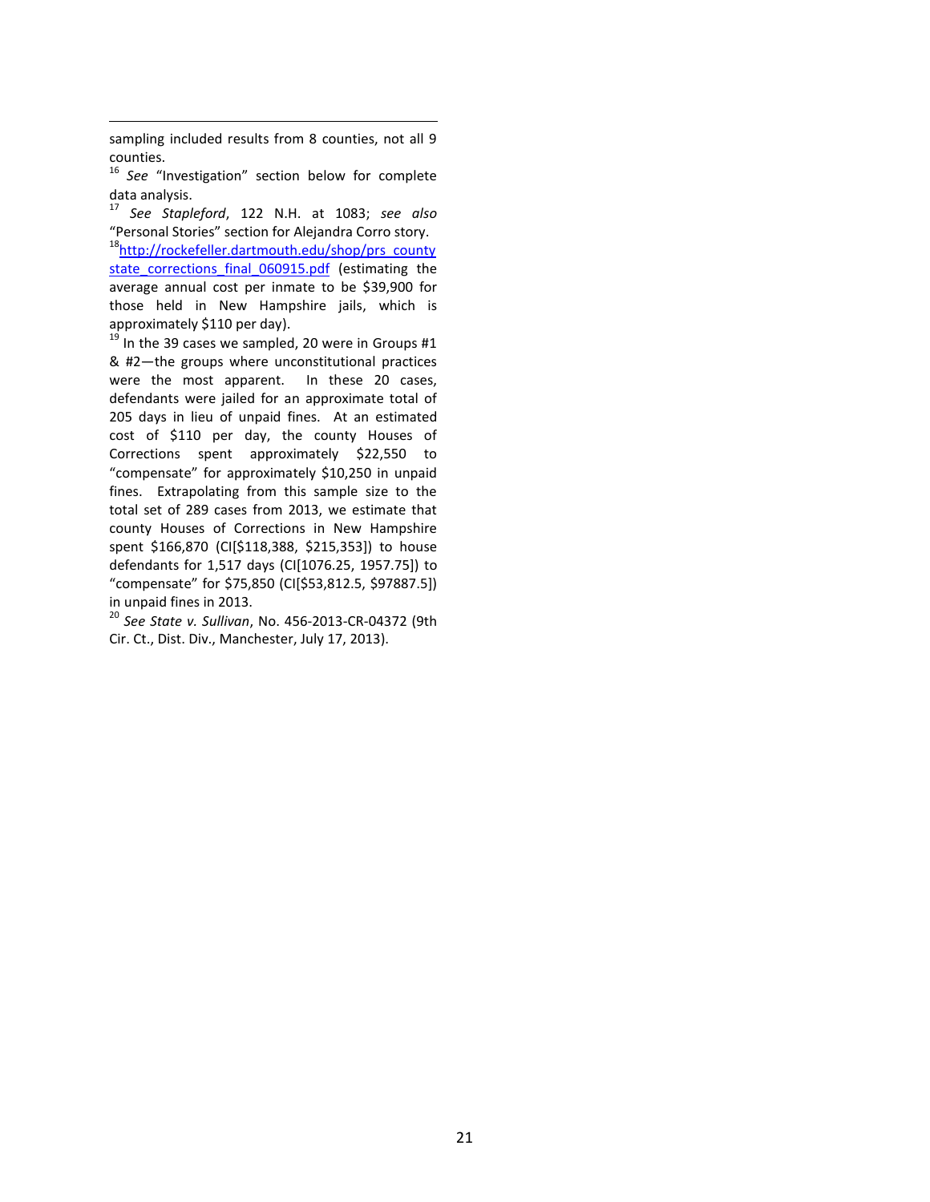sampling included results from 8 counties, not all 9 counties.

[16] *See* "Investigation" section below for complete data analysis.

[17] *See Stapleford*, 122 N.H. at 1083; *see also* "Personal Stories" section for Alejandra Corro story.

[18] http://rockefeller.dartmouth.edu/shop/prs_county_state_corrections_final_060915.pdf (estimating the average annual cost per inmate to be $39,900 for those held in New Hampshire jails, which is approximately $110 per day).

[19] In the 39 cases we sampled, 20 were in Groups #1 & #2—the groups where unconstitutional practices were the most apparent. In these 20 cases, defendants were jailed for an approximate total of 205 days in lieu of unpaid fines. At an estimated cost of $110 per day, the county Houses of Corrections spent approximately $22,550 to "compensate" for approximately $10,250 in unpaid fines. Extrapolating from this sample size to the total set of 289 cases from 2013, we estimate that county Houses of Corrections in New Hampshire spent $166,870 (CI[$118,388, $215,353]) to house defendants for 1,517 days (CI[1076.25, 1957.75]) to "compensate" for $75,850 (CI[$53,812.5, $97887.5]) in unpaid fines in 2013.

[20] *See State v. Sullivan*, No. 456-2013-CR-04372 (9th Cir. Ct., Dist. Div., Manchester, July 17, 2013).